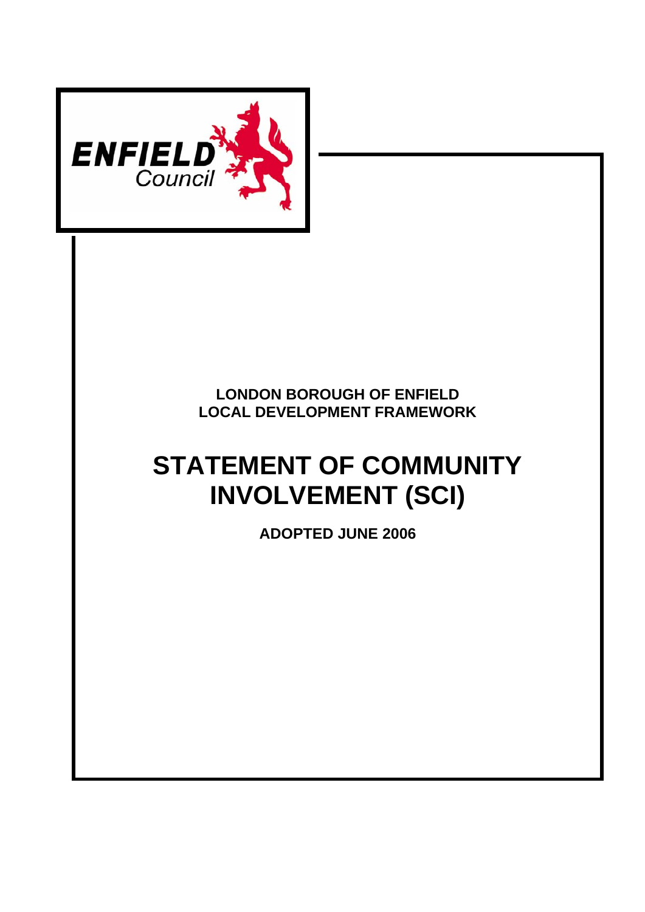ENFIELD Council

**LONDON BOROUGH OF ENFIELD**
**LOCAL DEVELOPMENT FRAMEWORK**

# STATEMENT OF COMMUNITY INVOLVEMENT (SCI)

**ADOPTED JUNE 2006**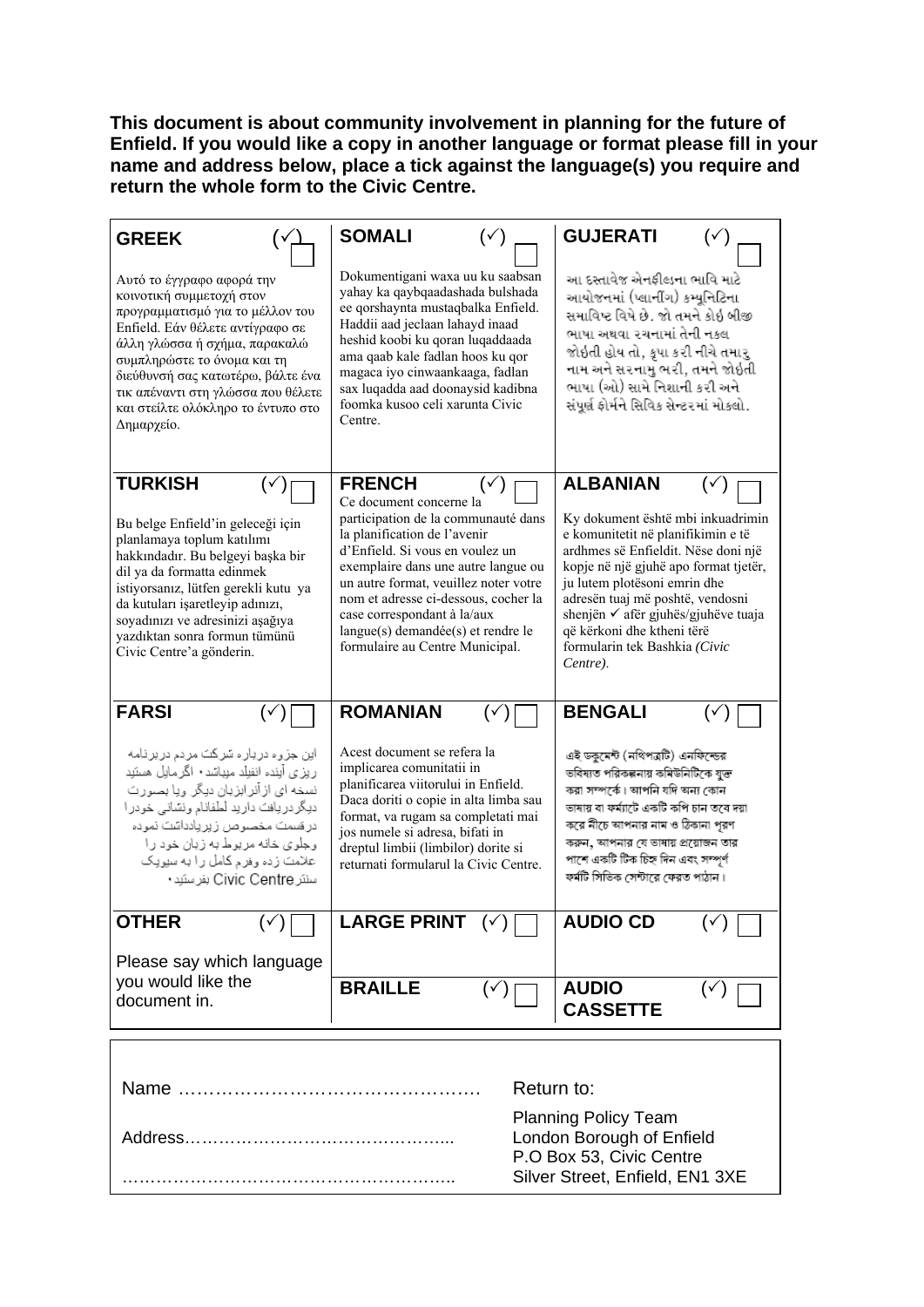**This document is about community involvement in planning for the future of Enfield. If you would like a copy in another language or format please fill in your name and address below, place a tick against the language(s) you require and return the whole form to the Civic Centre.**

**GREEK** (✓) ☐

Αυτό το έγγραφο αφορά την κοινοτική συμμετοχή στον προγραμματισμό για το μέλλον του Enfield. Εάν θέλετε αντίγραφο σε άλλη γλώσσα ή σχήμα, παρακαλώ συμπληρώστε το όνομα και τη διεύθυνσή σας κατωτέρω, βάλτε ένα τικ απέναντι στη γλώσσα που θέλετε και στείλτε ολόκληρο το έντυπο στο Δημαρχείο.

**SOMALI** (✓) ☐

Dokumentigani waxa uu ku saabsan yahay ka qaybqaadashada bulshada ee qorshaynta mustaqbalka Enfield. Haddii aad jeclaan lahayd inaad heshid koobi ku qoran luqaddaada ama qaab kale fadlan hoos ku qor magaca iyo cinwaankaaga, fadlan sax luqadda aad doonaysid kadibna foomka kusoo celi xarunta Civic Centre.

**GUJERATI** (✓) ☐

આ દસ્તાવેજ એનફીલ્ડના ભાવિ માટે આયોજનમાં (પ્લાનીંગ) કમ્યુનિટિના સમાવિષ્ટ વિષે છે. જો તમને કોઈ બીજી ભાષા અથવા રચનામાં તેની નકલ જોઈતી હોય તો, કૃપા કરી નીચે તમારુ નામ અને સરનામુ ભરી, તમને જોઈતી ભાષા (ઓ) સામે નિશાની કરી અને સંપૂર્ણ ફોર્મને સિવિક સેન્ટરમાં મોકલો.

**TURKISH** (✓) ☐

Bu belge Enfield'in geleceği için planlamaya toplum katılımı hakkındadır. Bu belgeyi başka bir dil ya da formatta edinmek istiyorsanız, lütfen gerekli kutu ya da kutuları işaretleyip adınızı, soyadınızı ve adresinizi aşağıya yazdıktan sonra formun tümünü Civic Centre'a gönderin.

**FRENCH** (✓) ☐

Ce document concerne la participation de la communauté dans la planification de l'avenir d'Enfield. Si vous en voulez un exemplaire dans une autre langue ou un autre format, veuillez noter votre nom et adresse ci-dessous, cocher la case correspondant à la/aux langue(s) demandée(s) et rendre le formulaire au Centre Municipal.

**ALBANIAN** (✓) ☐

Ky dokument është mbi inkuadrimin e komunitetit në planifikimin e të ardhmes së Enfieldit. Nëse doni një kopje në një gjuhë apo format tjetër, ju lutem plotësoni emrin dhe adresën tuaj më poshtë, vendosni shenjën ✓ afër gjuhës/gjuhëve tuaja që kërkoni dhe ktheni tërë formularin tek Bashkia *(Civic Centre)*.

**FARSI** (✓) ☐

این جزوه درباره شرکت مردم دربرنامه ریزی آینده انفیلد میباشد • اگرمایل هستید نسخه ای ازآنرابزبان دیگر ویا بصورت دیگردریافت دارید لطفانام ونشانی خودرا درقسمت مخصوص زیریادداشت نموده وجلوی خانه مربوط به زبان خود را علامت زده وفرم کامل را به سیویک سنترCivic Centre بفرستید •

**ROMANIAN** (✓) ☐

Acest document se refera la implicarea comunitatii in planificarea viitorului in Enfield. Daca doriti o copie in alta limba sau format, va rugam sa completati mai jos numele si adresa, bifati in dreptul limbii (limbilor) dorite si returnati formularul la Civic Centre.

**BENGALI** (✓) ☐

এই ডকুমেন্ট (নথিপত্রটি) এনফিল্ডের ভবিষ্যত পরিকল্পনায় কমিউনিটিকে যুক্ত করা সম্পর্কে। আপনি যদি অন্য কোন ভাষায় বা ফর্ম্যাটে একটি কপি চান তবে দয়া করে নীচে আপনার নাম ও ঠিকানা পূরণ করুন, আপনার যে ভাষায় প্রয়োজন তার পাশে একটি টিক চিহ্ন দিন এবং সম্পূর্ণ ফর্মটি সিভিক সেন্টারে ফেরত পাঠান।

**OTHER** (✓) ☐

Please say which language you would like the document in.

**LARGE PRINT** (✓) ☐

**AUDIO CD** (✓) ☐

**BRAILLE** (✓) ☐

**AUDIO CASSETTE** (✓) ☐

Name …………………………………………

Address………………………………………..

…………………………………………………..

Return to:

Planning Policy Team
London Borough of Enfield
P.O Box 53, Civic Centre
Silver Street, Enfield, EN1 3XE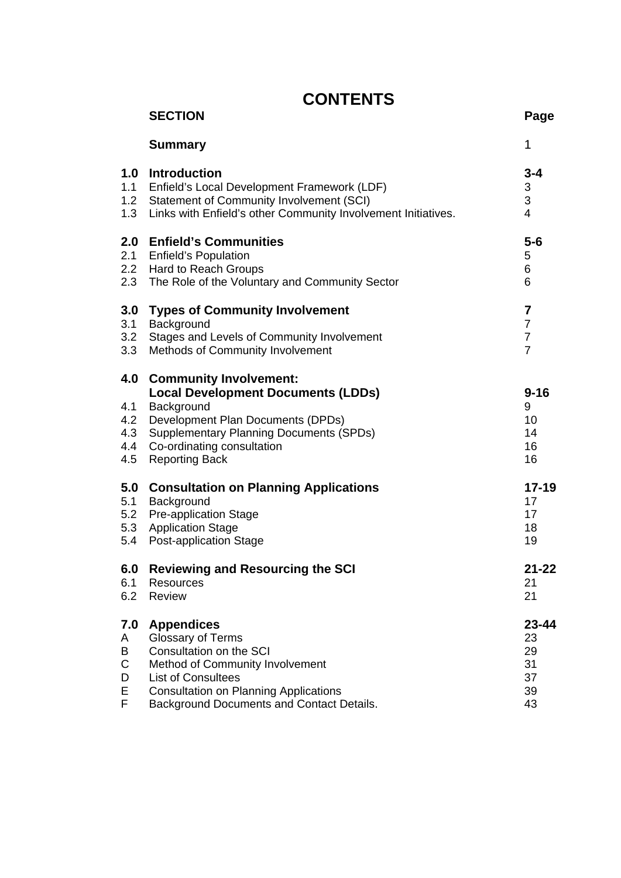# CONTENTS

| | SECTION | Page |
|---|---|---|
| | **Summary** | 1 |
| **1.0** | **Introduction** | **3-4** |
| 1.1 | Enfield's Local Development Framework (LDF) | 3 |
| 1.2 | Statement of Community Involvement (SCI) | 3 |
| 1.3 | Links with Enfield's other Community Involvement Initiatives. | 4 |
| **2.0** | **Enfield's Communities** | **5-6** |
| 2.1 | Enfield's Population | 5 |
| 2.2 | Hard to Reach Groups | 6 |
| 2.3 | The Role of the Voluntary and Community Sector | 6 |
| **3.0** | **Types of Community Involvement** | **7** |
| 3.1 | Background | 7 |
| 3.2 | Stages and Levels of Community Involvement | 7 |
| 3.3 | Methods of Community Involvement | 7 |
| **4.0** | **Community Involvement: Local Development Documents (LDDs)** | **9-16** |
| 4.1 | Background | 9 |
| 4.2 | Development Plan Documents (DPDs) | 10 |
| 4.3 | Supplementary Planning Documents (SPDs) | 14 |
| 4.4 | Co-ordinating consultation | 16 |
| 4.5 | Reporting Back | 16 |
| **5.0** | **Consultation on Planning Applications** | **17-19** |
| 5.1 | Background | 17 |
| 5.2 | Pre-application Stage | 17 |
| 5.3 | Application Stage | 18 |
| 5.4 | Post-application Stage | 19 |
| **6.0** | **Reviewing and Resourcing the SCI** | **21-22** |
| 6.1 | Resources | 21 |
| 6.2 | Review | 21 |
| **7.0** | **Appendices** | **23-44** |
| A | Glossary of Terms | 23 |
| B | Consultation on the SCI | 29 |
| C | Method of Community Involvement | 31 |
| D | List of Consultees | 37 |
| E | Consultation on Planning Applications | 39 |
| F | Background Documents and Contact Details. | 43 |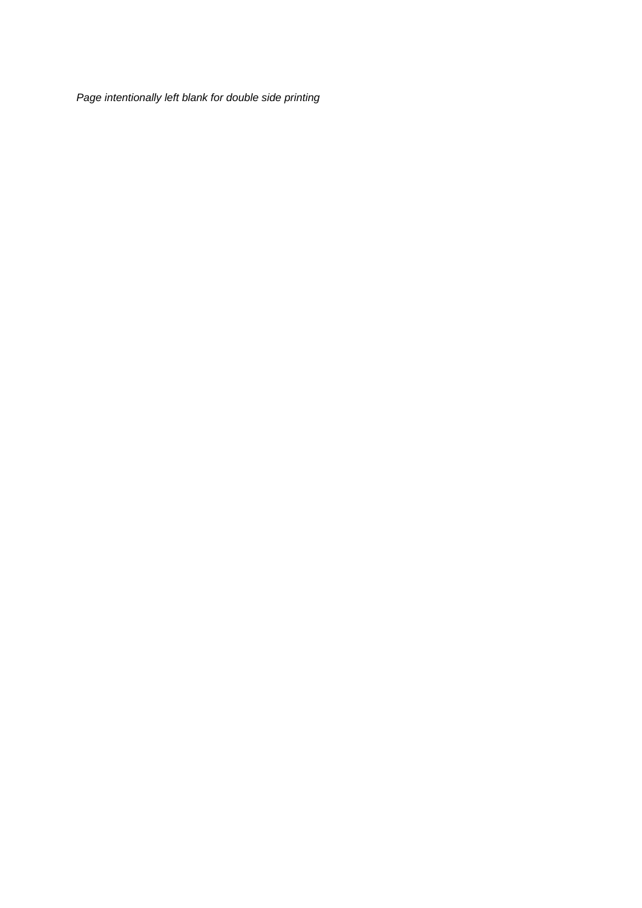*Page intentionally left blank for double side printing*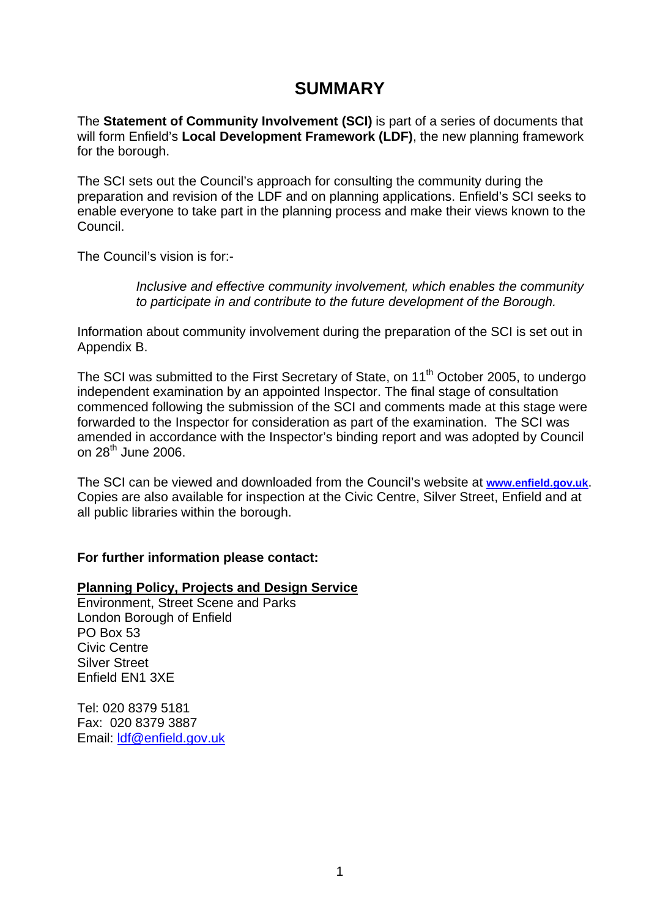# SUMMARY

The **Statement of Community Involvement (SCI)** is part of a series of documents that will form Enfield's **Local Development Framework (LDF)**, the new planning framework for the borough.

The SCI sets out the Council's approach for consulting the community during the preparation and revision of the LDF and on planning applications. Enfield's SCI seeks to enable everyone to take part in the planning process and make their views known to the Council.

The Council's vision is for:-

> *Inclusive and effective community involvement, which enables the community to participate in and contribute to the future development of the Borough.*

Information about community involvement during the preparation of the SCI is set out in Appendix B.

The SCI was submitted to the First Secretary of State, on 11th October 2005, to undergo independent examination by an appointed Inspector. The final stage of consultation commenced following the submission of the SCI and comments made at this stage were forwarded to the Inspector for consideration as part of the examination. The SCI was amended in accordance with the Inspector's binding report and was adopted by Council on 28th June 2006.

The SCI can be viewed and downloaded from the Council's website at **www.enfield.gov.uk**. Copies are also available for inspection at the Civic Centre, Silver Street, Enfield and at all public libraries within the borough.

**For further information please contact:**

**Planning Policy, Projects and Design Service**
Environment, Street Scene and Parks
London Borough of Enfield
PO Box 53
Civic Centre
Silver Street
Enfield EN1 3XE

Tel: 020 8379 5181
Fax: 020 8379 3887
Email: ldf@enfield.gov.uk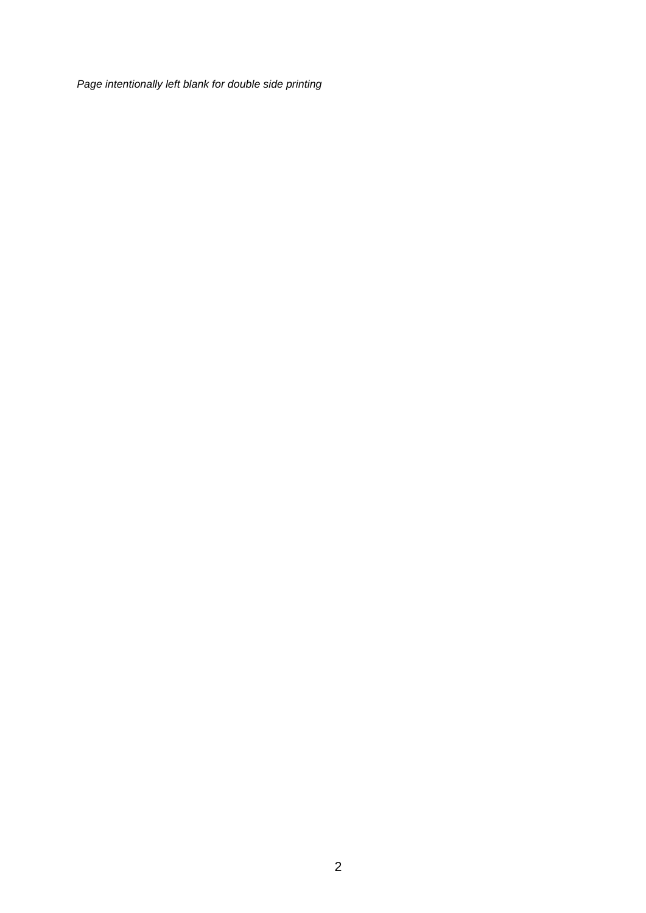*Page intentionally left blank for double side printing*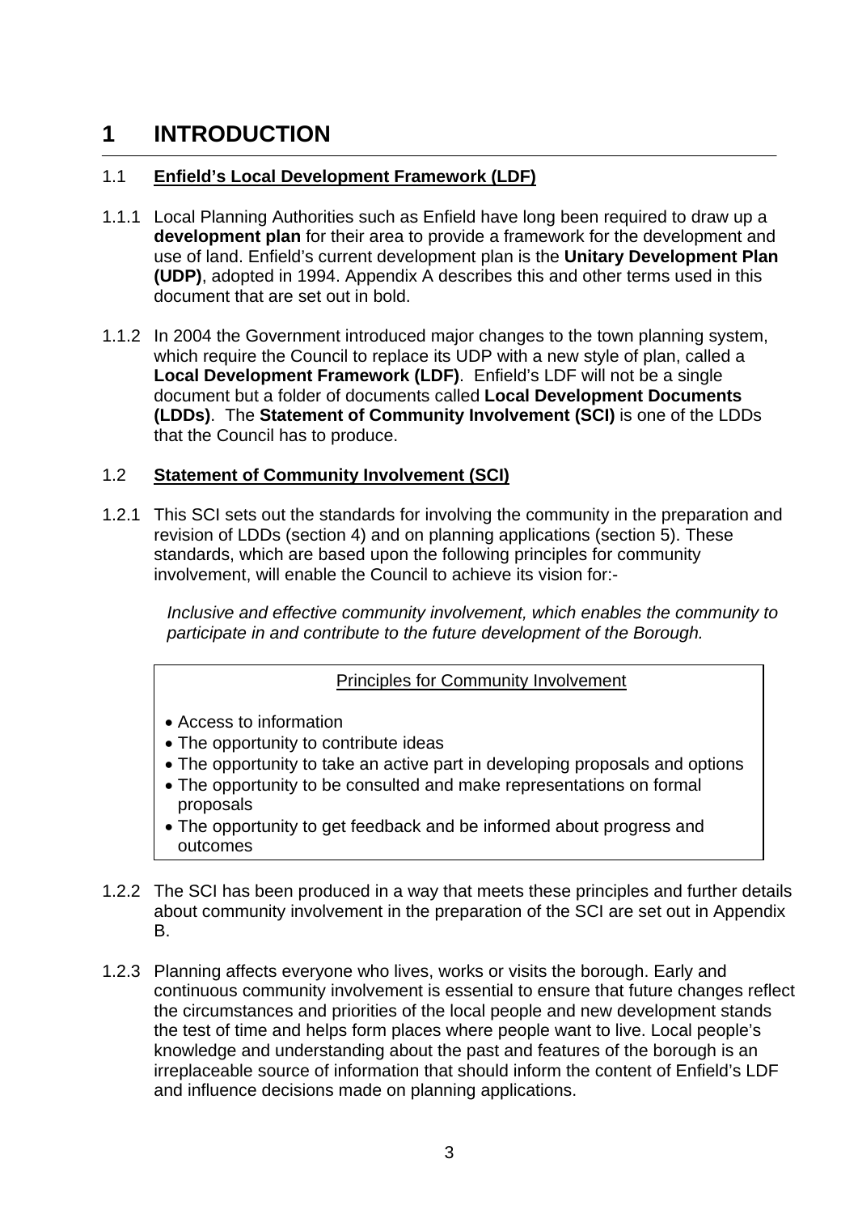# 1 INTRODUCTION

## 1.1 Enfield's Local Development Framework (LDF)

1.1.1 Local Planning Authorities such as Enfield have long been required to draw up a **development plan** for their area to provide a framework for the development and use of land. Enfield's current development plan is the **Unitary Development Plan (UDP)**, adopted in 1994. Appendix A describes this and other terms used in this document that are set out in bold.

1.1.2 In 2004 the Government introduced major changes to the town planning system, which require the Council to replace its UDP with a new style of plan, called a **Local Development Framework (LDF)**. Enfield's LDF will not be a single document but a folder of documents called **Local Development Documents (LDDs)**. The **Statement of Community Involvement (SCI)** is one of the LDDs that the Council has to produce.

## 1.2 Statement of Community Involvement (SCI)

1.2.1 This SCI sets out the standards for involving the community in the preparation and revision of LDDs (section 4) and on planning applications (section 5). These standards, which are based upon the following principles for community involvement, will enable the Council to achieve its vision for:-

*Inclusive and effective community involvement, which enables the community to participate in and contribute to the future development of the Borough.*

Principles for Community Involvement

- Access to information
- The opportunity to contribute ideas
- The opportunity to take an active part in developing proposals and options
- The opportunity to be consulted and make representations on formal proposals
- The opportunity to get feedback and be informed about progress and outcomes

1.2.2 The SCI has been produced in a way that meets these principles and further details about community involvement in the preparation of the SCI are set out in Appendix B.

1.2.3 Planning affects everyone who lives, works or visits the borough. Early and continuous community involvement is essential to ensure that future changes reflect the circumstances and priorities of the local people and new development stands the test of time and helps form places where people want to live. Local people's knowledge and understanding about the past and features of the borough is an irreplaceable source of information that should inform the content of Enfield's LDF and influence decisions made on planning applications.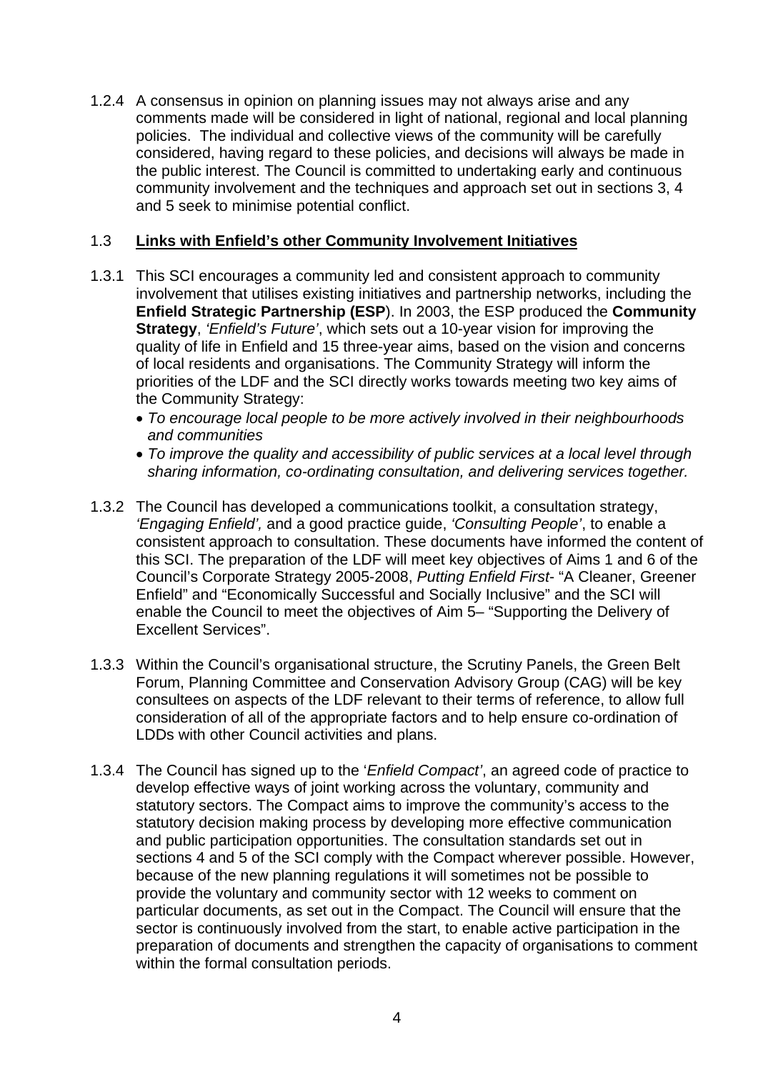1.2.4 A consensus in opinion on planning issues may not always arise and any comments made will be considered in light of national, regional and local planning policies. The individual and collective views of the community will be carefully considered, having regard to these policies, and decisions will always be made in the public interest. The Council is committed to undertaking early and continuous community involvement and the techniques and approach set out in sections 3, 4 and 5 seek to minimise potential conflict.

## 1.3 Links with Enfield's other Community Involvement Initiatives

1.3.1 This SCI encourages a community led and consistent approach to community involvement that utilises existing initiatives and partnership networks, including the **Enfield Strategic Partnership (ESP**). In 2003, the ESP produced the **Community Strategy**, *'Enfield's Future'*, which sets out a 10-year vision for improving the quality of life in Enfield and 15 three-year aims, based on the vision and concerns of local residents and organisations. The Community Strategy will inform the priorities of the LDF and the SCI directly works towards meeting two key aims of the Community Strategy:

- *To encourage local people to be more actively involved in their neighbourhoods and communities*
- *To improve the quality and accessibility of public services at a local level through sharing information, co-ordinating consultation, and delivering services together.*

1.3.2 The Council has developed a communications toolkit, a consultation strategy, *'Engaging Enfield',* and a good practice guide, *'Consulting People'*, to enable a consistent approach to consultation. These documents have informed the content of this SCI. The preparation of the LDF will meet key objectives of Aims 1 and 6 of the Council's Corporate Strategy 2005-2008, *Putting Enfield First*- "A Cleaner, Greener Enfield" and "Economically Successful and Socially Inclusive" and the SCI will enable the Council to meet the objectives of Aim 5– "Supporting the Delivery of Excellent Services".

1.3.3 Within the Council's organisational structure, the Scrutiny Panels, the Green Belt Forum, Planning Committee and Conservation Advisory Group (CAG) will be key consultees on aspects of the LDF relevant to their terms of reference, to allow full consideration of all of the appropriate factors and to help ensure co-ordination of LDDs with other Council activities and plans.

1.3.4 The Council has signed up to the '*Enfield Compact'*, an agreed code of practice to develop effective ways of joint working across the voluntary, community and statutory sectors. The Compact aims to improve the community's access to the statutory decision making process by developing more effective communication and public participation opportunities. The consultation standards set out in sections 4 and 5 of the SCI comply with the Compact wherever possible. However, because of the new planning regulations it will sometimes not be possible to provide the voluntary and community sector with 12 weeks to comment on particular documents, as set out in the Compact. The Council will ensure that the sector is continuously involved from the start, to enable active participation in the preparation of documents and strengthen the capacity of organisations to comment within the formal consultation periods.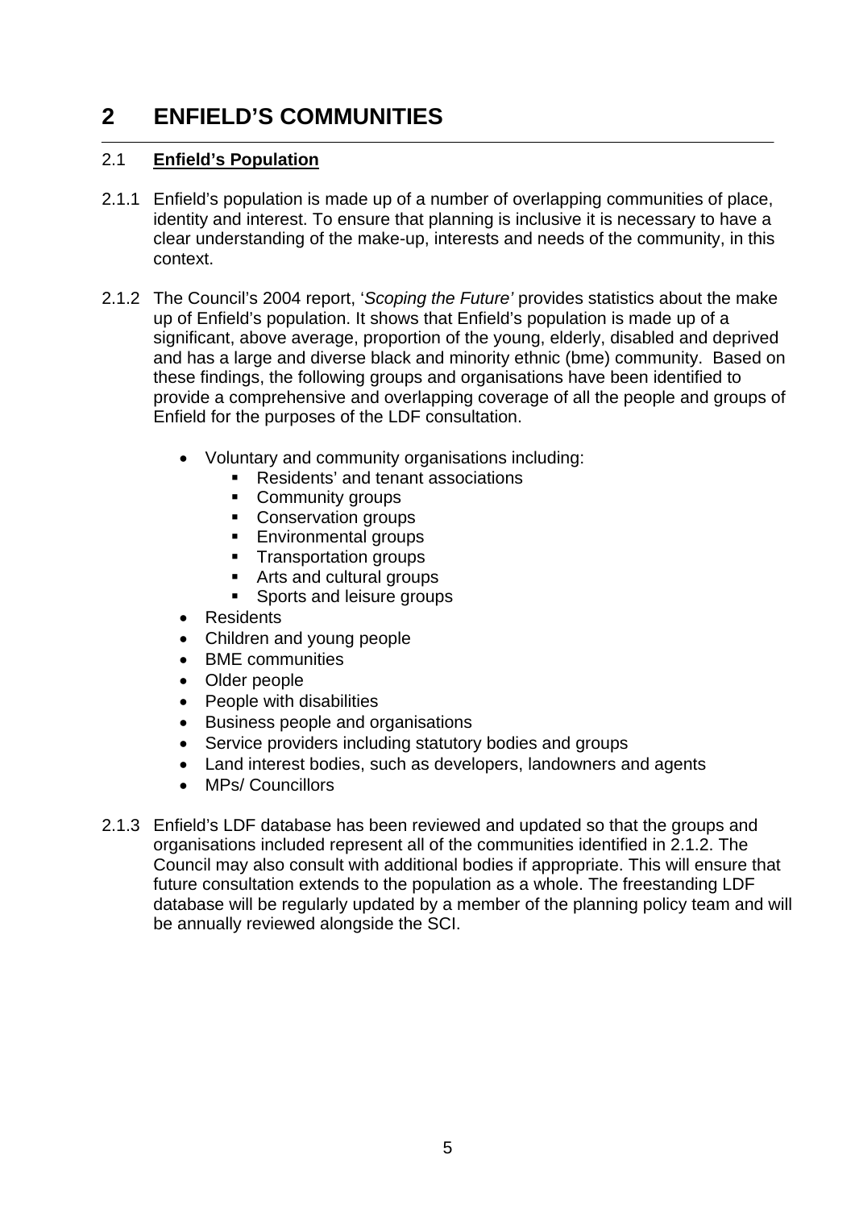# 2 ENFIELD'S COMMUNITIES

## 2.1 **Enfield's Population**

2.1.1 Enfield's population is made up of a number of overlapping communities of place, identity and interest. To ensure that planning is inclusive it is necessary to have a clear understanding of the make-up, interests and needs of the community, in this context.

2.1.2 The Council's 2004 report, '*Scoping the Future'* provides statistics about the make up of Enfield's population. It shows that Enfield's population is made up of a significant, above average, proportion of the young, elderly, disabled and deprived and has a large and diverse black and minority ethnic (bme) community. Based on these findings, the following groups and organisations have been identified to provide a comprehensive and overlapping coverage of all the people and groups of Enfield for the purposes of the LDF consultation.

- Voluntary and community organisations including:
  - Residents' and tenant associations
  - Community groups
  - Conservation groups
  - Environmental groups
  - Transportation groups
  - Arts and cultural groups
  - Sports and leisure groups
- Residents
- Children and young people
- BME communities
- Older people
- People with disabilities
- Business people and organisations
- Service providers including statutory bodies and groups
- Land interest bodies, such as developers, landowners and agents
- MPs/ Councillors

2.1.3 Enfield's LDF database has been reviewed and updated so that the groups and organisations included represent all of the communities identified in 2.1.2. The Council may also consult with additional bodies if appropriate. This will ensure that future consultation extends to the population as a whole. The freestanding LDF database will be regularly updated by a member of the planning policy team and will be annually reviewed alongside the SCI.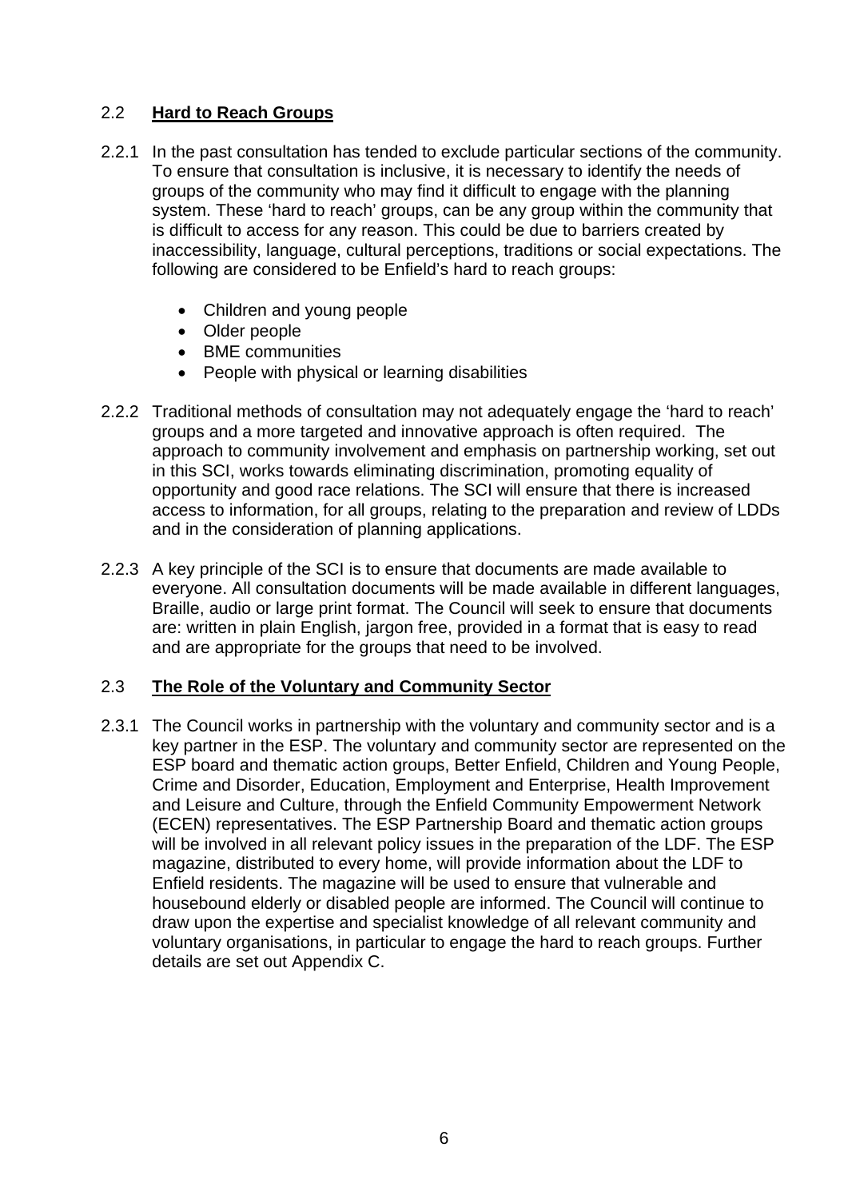## 2.2 **Hard to Reach Groups**

2.2.1 In the past consultation has tended to exclude particular sections of the community. To ensure that consultation is inclusive, it is necessary to identify the needs of groups of the community who may find it difficult to engage with the planning system. These 'hard to reach' groups, can be any group within the community that is difficult to access for any reason. This could be due to barriers created by inaccessibility, language, cultural perceptions, traditions or social expectations. The following are considered to be Enfield's hard to reach groups:

- Children and young people
- Older people
- BME communities
- People with physical or learning disabilities

2.2.2 Traditional methods of consultation may not adequately engage the 'hard to reach' groups and a more targeted and innovative approach is often required. The approach to community involvement and emphasis on partnership working, set out in this SCI, works towards eliminating discrimination, promoting equality of opportunity and good race relations. The SCI will ensure that there is increased access to information, for all groups, relating to the preparation and review of LDDs and in the consideration of planning applications.

2.2.3 A key principle of the SCI is to ensure that documents are made available to everyone. All consultation documents will be made available in different languages, Braille, audio or large print format. The Council will seek to ensure that documents are: written in plain English, jargon free, provided in a format that is easy to read and are appropriate for the groups that need to be involved.

## 2.3 **The Role of the Voluntary and Community Sector**

2.3.1 The Council works in partnership with the voluntary and community sector and is a key partner in the ESP. The voluntary and community sector are represented on the ESP board and thematic action groups, Better Enfield, Children and Young People, Crime and Disorder, Education, Employment and Enterprise, Health Improvement and Leisure and Culture, through the Enfield Community Empowerment Network (ECEN) representatives. The ESP Partnership Board and thematic action groups will be involved in all relevant policy issues in the preparation of the LDF. The ESP magazine, distributed to every home, will provide information about the LDF to Enfield residents. The magazine will be used to ensure that vulnerable and housebound elderly or disabled people are informed. The Council will continue to draw upon the expertise and specialist knowledge of all relevant community and voluntary organisations, in particular to engage the hard to reach groups. Further details are set out Appendix C.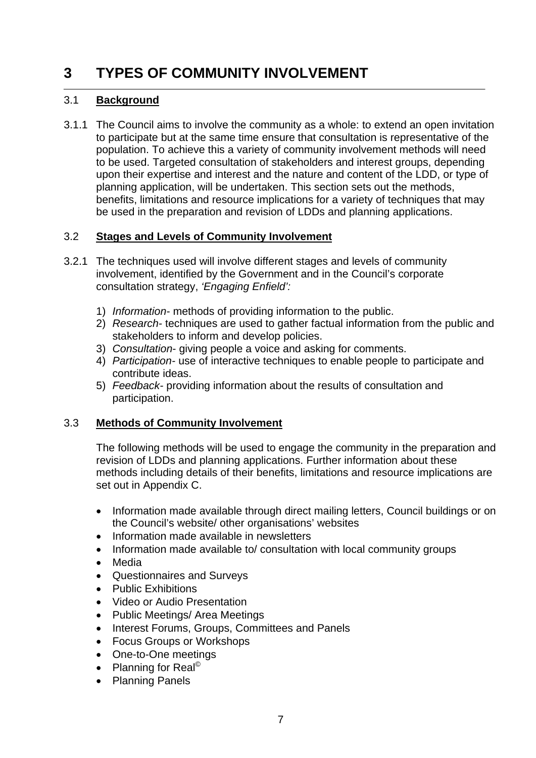# 3 TYPES OF COMMUNITY INVOLVEMENT

## 3.1 Background

3.1.1 The Council aims to involve the community as a whole: to extend an open invitation to participate but at the same time ensure that consultation is representative of the population. To achieve this a variety of community involvement methods will need to be used. Targeted consultation of stakeholders and interest groups, depending upon their expertise and interest and the nature and content of the LDD, or type of planning application, will be undertaken. This section sets out the methods, benefits, limitations and resource implications for a variety of techniques that may be used in the preparation and revision of LDDs and planning applications.

## 3.2 Stages and Levels of Community Involvement

3.2.1 The techniques used will involve different stages and levels of community involvement, identified by the Government and in the Council's corporate consultation strategy, *'Engaging Enfield':*

1) *Information*- methods of providing information to the public.
2) *Research*- techniques are used to gather factual information from the public and stakeholders to inform and develop policies.
3) *Consultation*- giving people a voice and asking for comments.
4) *Participation*- use of interactive techniques to enable people to participate and contribute ideas.
5) *Feedback*- providing information about the results of consultation and participation.

## 3.3 Methods of Community Involvement

The following methods will be used to engage the community in the preparation and revision of LDDs and planning applications. Further information about these methods including details of their benefits, limitations and resource implications are set out in Appendix C.

- Information made available through direct mailing letters, Council buildings or on the Council's website/ other organisations' websites
- Information made available in newsletters
- Information made available to/ consultation with local community groups
- Media
- Questionnaires and Surveys
- Public Exhibitions
- Video or Audio Presentation
- Public Meetings/ Area Meetings
- Interest Forums, Groups, Committees and Panels
- Focus Groups or Workshops
- One-to-One meetings
- Planning for Real©
- Planning Panels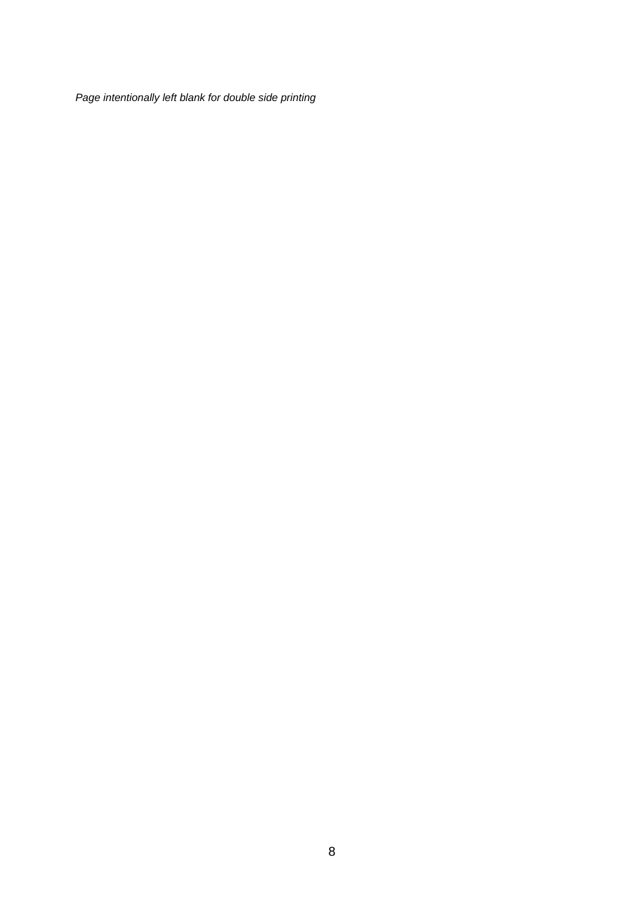*Page intentionally left blank for double side printing*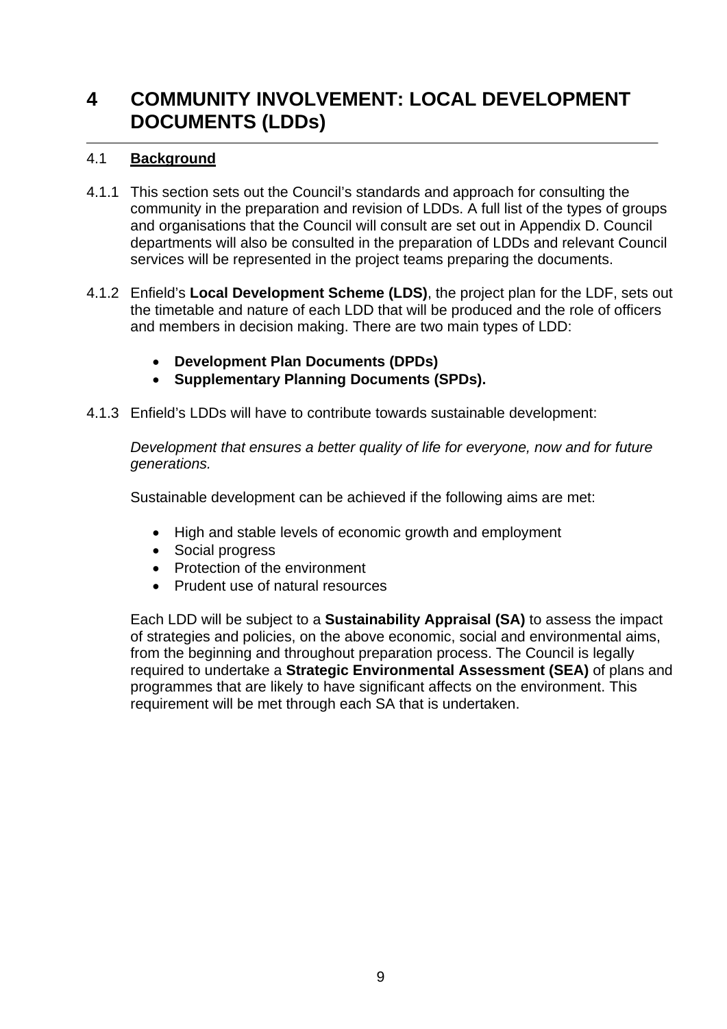# 4 COMMUNITY INVOLVEMENT: LOCAL DEVELOPMENT DOCUMENTS (LDDs)

## 4.1 Background

4.1.1 This section sets out the Council's standards and approach for consulting the community in the preparation and revision of LDDs. A full list of the types of groups and organisations that the Council will consult are set out in Appendix D. Council departments will also be consulted in the preparation of LDDs and relevant Council services will be represented in the project teams preparing the documents.

4.1.2 Enfield's **Local Development Scheme (LDS)**, the project plan for the LDF, sets out the timetable and nature of each LDD that will be produced and the role of officers and members in decision making. There are two main types of LDD:

- **Development Plan Documents (DPDs)**
- **Supplementary Planning Documents (SPDs).**

4.1.3 Enfield's LDDs will have to contribute towards sustainable development:

*Development that ensures a better quality of life for everyone, now and for future generations.*

Sustainable development can be achieved if the following aims are met:

- High and stable levels of economic growth and employment
- Social progress
- Protection of the environment
- Prudent use of natural resources

Each LDD will be subject to a **Sustainability Appraisal (SA)** to assess the impact of strategies and policies, on the above economic, social and environmental aims, from the beginning and throughout preparation process. The Council is legally required to undertake a **Strategic Environmental Assessment (SEA)** of plans and programmes that are likely to have significant affects on the environment. This requirement will be met through each SA that is undertaken.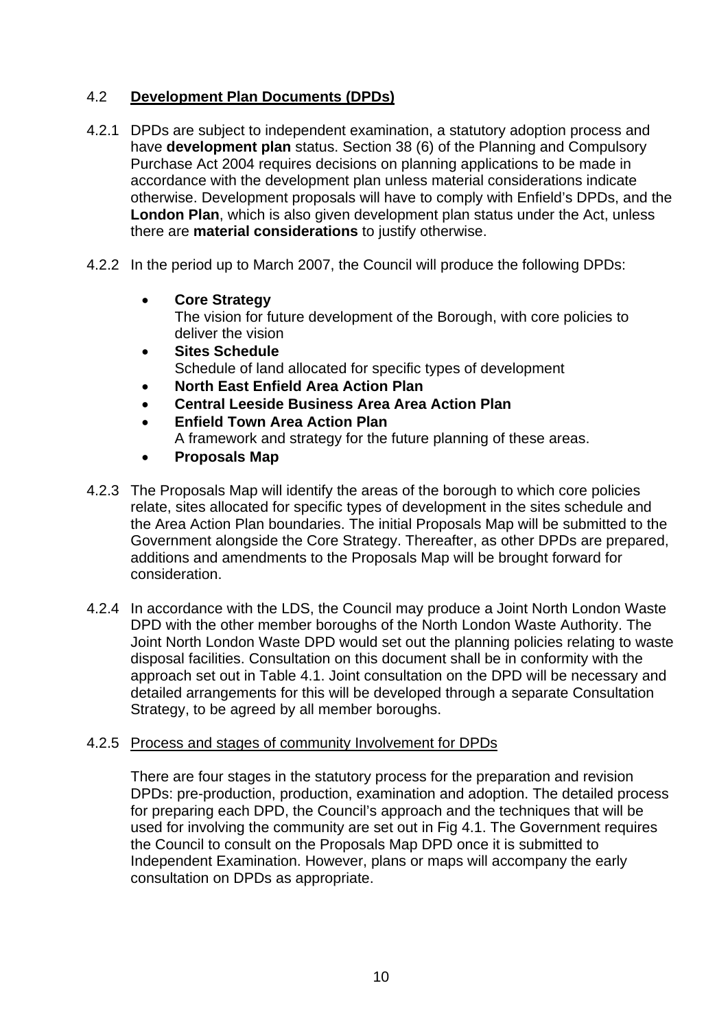## 4.2 **Development Plan Documents (DPDs)**

4.2.1 DPDs are subject to independent examination, a statutory adoption process and have **development plan** status. Section 38 (6) of the Planning and Compulsory Purchase Act 2004 requires decisions on planning applications to be made in accordance with the development plan unless material considerations indicate otherwise. Development proposals will have to comply with Enfield's DPDs, and the **London Plan**, which is also given development plan status under the Act, unless there are **material considerations** to justify otherwise.

4.2.2 In the period up to March 2007, the Council will produce the following DPDs:

- **Core Strategy**
  The vision for future development of the Borough, with core policies to deliver the vision
- **Sites Schedule**
  Schedule of land allocated for specific types of development
- **North East Enfield Area Action Plan**
- **Central Leeside Business Area Area Action Plan**
- **Enfield Town Area Action Plan**
  A framework and strategy for the future planning of these areas.
- **Proposals Map**

4.2.3 The Proposals Map will identify the areas of the borough to which core policies relate, sites allocated for specific types of development in the sites schedule and the Area Action Plan boundaries. The initial Proposals Map will be submitted to the Government alongside the Core Strategy. Thereafter, as other DPDs are prepared, additions and amendments to the Proposals Map will be brought forward for consideration.

4.2.4 In accordance with the LDS, the Council may produce a Joint North London Waste DPD with the other member boroughs of the North London Waste Authority. The Joint North London Waste DPD would set out the planning policies relating to waste disposal facilities. Consultation on this document shall be in conformity with the approach set out in Table 4.1. Joint consultation on the DPD will be necessary and detailed arrangements for this will be developed through a separate Consultation Strategy, to be agreed by all member boroughs.

4.2.5 Process and stages of community Involvement for DPDs

There are four stages in the statutory process for the preparation and revision DPDs: pre-production, production, examination and adoption. The detailed process for preparing each DPD, the Council's approach and the techniques that will be used for involving the community are set out in Fig 4.1. The Government requires the Council to consult on the Proposals Map DPD once it is submitted to Independent Examination. However, plans or maps will accompany the early consultation on DPDs as appropriate.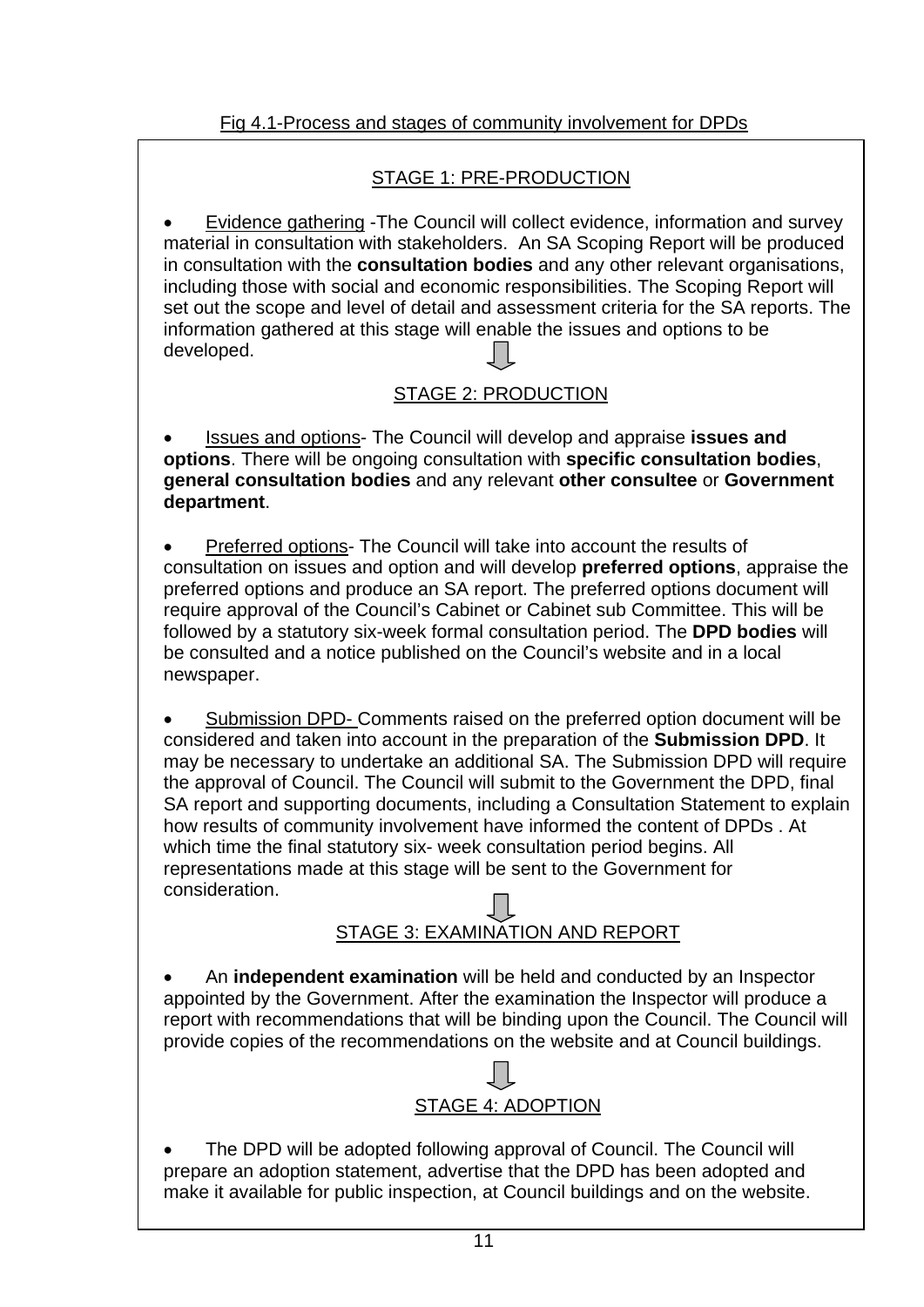Fig 4.1-Process and stages of community involvement for DPDs

## STAGE 1: PRE-PRODUCTION

- Evidence gathering -The Council will collect evidence, information and survey material in consultation with stakeholders. An SA Scoping Report will be produced in consultation with the **consultation bodies** and any other relevant organisations, including those with social and economic responsibilities. The Scoping Report will set out the scope and level of detail and assessment criteria for the SA reports. The information gathered at this stage will enable the issues and options to be developed.

## STAGE 2: PRODUCTION

- Issues and options- The Council will develop and appraise **issues and options**. There will be ongoing consultation with **specific consultation bodies**, **general consultation bodies** and any relevant **other consultee** or **Government department**.

- Preferred options- The Council will take into account the results of consultation on issues and option and will develop **preferred options**, appraise the preferred options and produce an SA report. The preferred options document will require approval of the Council's Cabinet or Cabinet sub Committee. This will be followed by a statutory six-week formal consultation period. The **DPD bodies** will be consulted and a notice published on the Council's website and in a local newspaper.

- Submission DPD- Comments raised on the preferred option document will be considered and taken into account in the preparation of the **Submission DPD**. It may be necessary to undertake an additional SA. The Submission DPD will require the approval of Council. The Council will submit to the Government the DPD, final SA report and supporting documents, including a Consultation Statement to explain how results of community involvement have informed the content of DPDs . At which time the final statutory six- week consultation period begins. All representations made at this stage will be sent to the Government for consideration.

## STAGE 3: EXAMINATION AND REPORT

- An **independent examination** will be held and conducted by an Inspector appointed by the Government. After the examination the Inspector will produce a report with recommendations that will be binding upon the Council. The Council will provide copies of the recommendations on the website and at Council buildings.

## STAGE 4: ADOPTION

- The DPD will be adopted following approval of Council. The Council will prepare an adoption statement, advertise that the DPD has been adopted and make it available for public inspection, at Council buildings and on the website.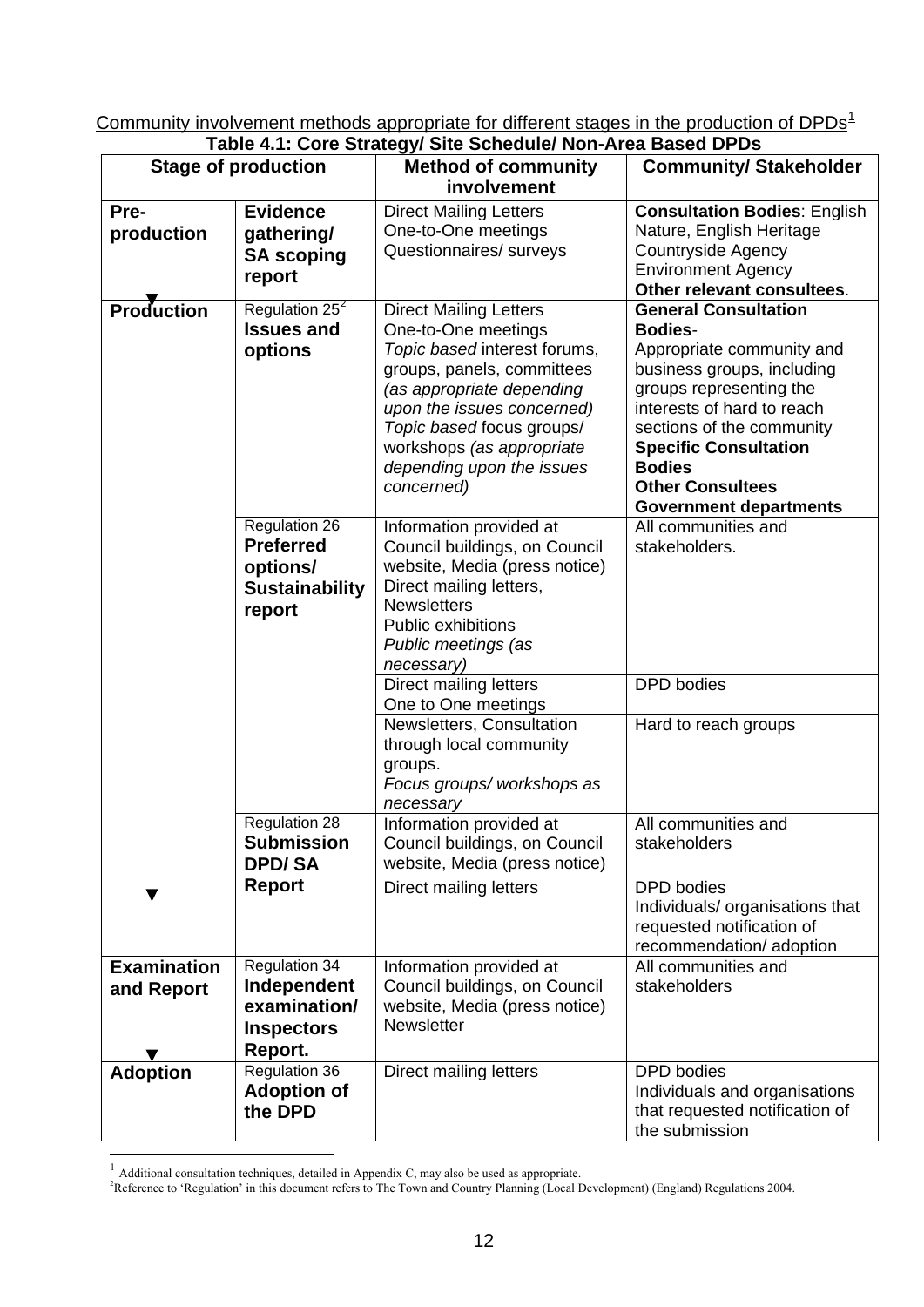Community involvement methods appropriate for different stages in the production of DPDs[1]

**Table 4.1: Core Strategy/ Site Schedule/ Non-Area Based DPDs**

| Stage of production | | Method of community involvement | Community/ Stakeholder |
|---|---|---|---|
| **Pre-production** | **Evidence gathering/ SA scoping report** | Direct Mailing Letters<br>One-to-One meetings<br>Questionnaires/ surveys | **Consultation Bodies**: English Nature, English Heritage Countryside Agency Environment Agency<br>**Other relevant consultees**. |
| **Production** | Regulation 25[2]<br>**Issues and options** | Direct Mailing Letters<br>One-to-One meetings<br>*Topic based* interest forums, groups, panels, committees *(as appropriate depending upon the issues concerned)*<br>*Topic based* focus groups/ workshops *(as appropriate depending upon the issues concerned)* | **General Consultation Bodies**-<br>Appropriate community and business groups, including groups representing the interests of hard to reach sections of the community<br>**Specific Consultation Bodies**<br>**Other Consultees**<br>**Government departments** |
| | Regulation 26<br>**Preferred options/ Sustainability report** | Information provided at Council buildings, on Council website, Media (press notice)<br>Direct mailing letters,<br>Newsletters<br>Public exhibitions<br>*Public meetings (as necessary)* | All communities and stakeholders. |
| | | Direct mailing letters<br>One to One meetings | DPD bodies |
| | | Newsletters, Consultation through local community groups.<br>*Focus groups/ workshops as necessary* | Hard to reach groups |
| | Regulation 28<br>**Submission DPD/ SA Report** | Information provided at Council buildings, on Council website, Media (press notice) | All communities and stakeholders |
| | | Direct mailing letters | DPD bodies<br>Individuals/ organisations that requested notification of recommendation/ adoption |
| **Examination and Report** | Regulation 34<br>**Independent examination/ Inspectors Report.** | Information provided at Council buildings, on Council website, Media (press notice)<br>Newsletter | All communities and stakeholders |
| **Adoption** | Regulation 36<br>**Adoption of the DPD** | Direct mailing letters | DPD bodies<br>Individuals and organisations that requested notification of the submission |

[1] Additional consultation techniques, detailed in Appendix C, may also be used as appropriate.

[2] Reference to 'Regulation' in this document refers to The Town and Country Planning (Local Development) (England) Regulations 2004.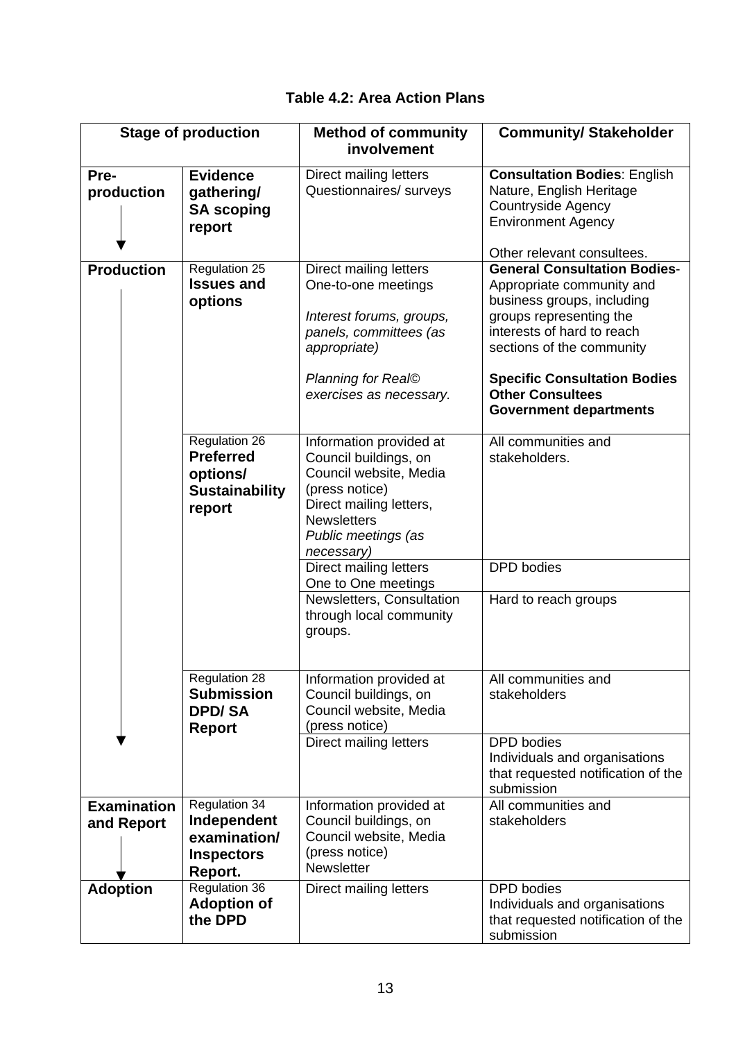**Table 4.2: Area Action Plans**

| Stage of production | | Method of community involvement | Community/ Stakeholder |
|---|---|---|---|
| **Pre-production** | **Evidence gathering/ SA scoping report** | Direct mailing letters<br>Questionnaires/ surveys | **Consultation Bodies**: English Nature, English Heritage<br>Countryside Agency<br>Environment Agency<br><br>Other relevant consultees. |
| **Production** | Regulation 25<br>**Issues and options** | Direct mailing letters<br>One-to-one meetings<br><br>*Interest forums, groups, panels, committees (as appropriate)*<br><br>*Planning for Real© exercises as necessary.* | **General Consultation Bodies**- Appropriate community and business groups, including groups representing the interests of hard to reach sections of the community<br><br>**Specific Consultation Bodies**<br>**Other Consultees**<br>**Government departments** |
| | Regulation 26<br>**Preferred options/ Sustainability report** | Information provided at Council buildings, on Council website, Media (press notice)<br>Direct mailing letters,<br>Newsletters<br>*Public meetings (as necessary)* | All communities and stakeholders. |
| | | Direct mailing letters<br>One to One meetings | DPD bodies |
| | | Newsletters, Consultation through local community groups. | Hard to reach groups |
| | Regulation 28<br>**Submission DPD/ SA Report** | Information provided at Council buildings, on Council website, Media (press notice) | All communities and stakeholders |
| | | Direct mailing letters | DPD bodies<br>Individuals and organisations that requested notification of the submission |
| **Examination and Report** | Regulation 34<br>**Independent examination/ Inspectors Report.** | Information provided at Council buildings, on Council website, Media (press notice)<br>Newsletter | All communities and stakeholders |
| **Adoption** | Regulation 36<br>**Adoption of the DPD** | Direct mailing letters | DPD bodies<br>Individuals and organisations that requested notification of the submission |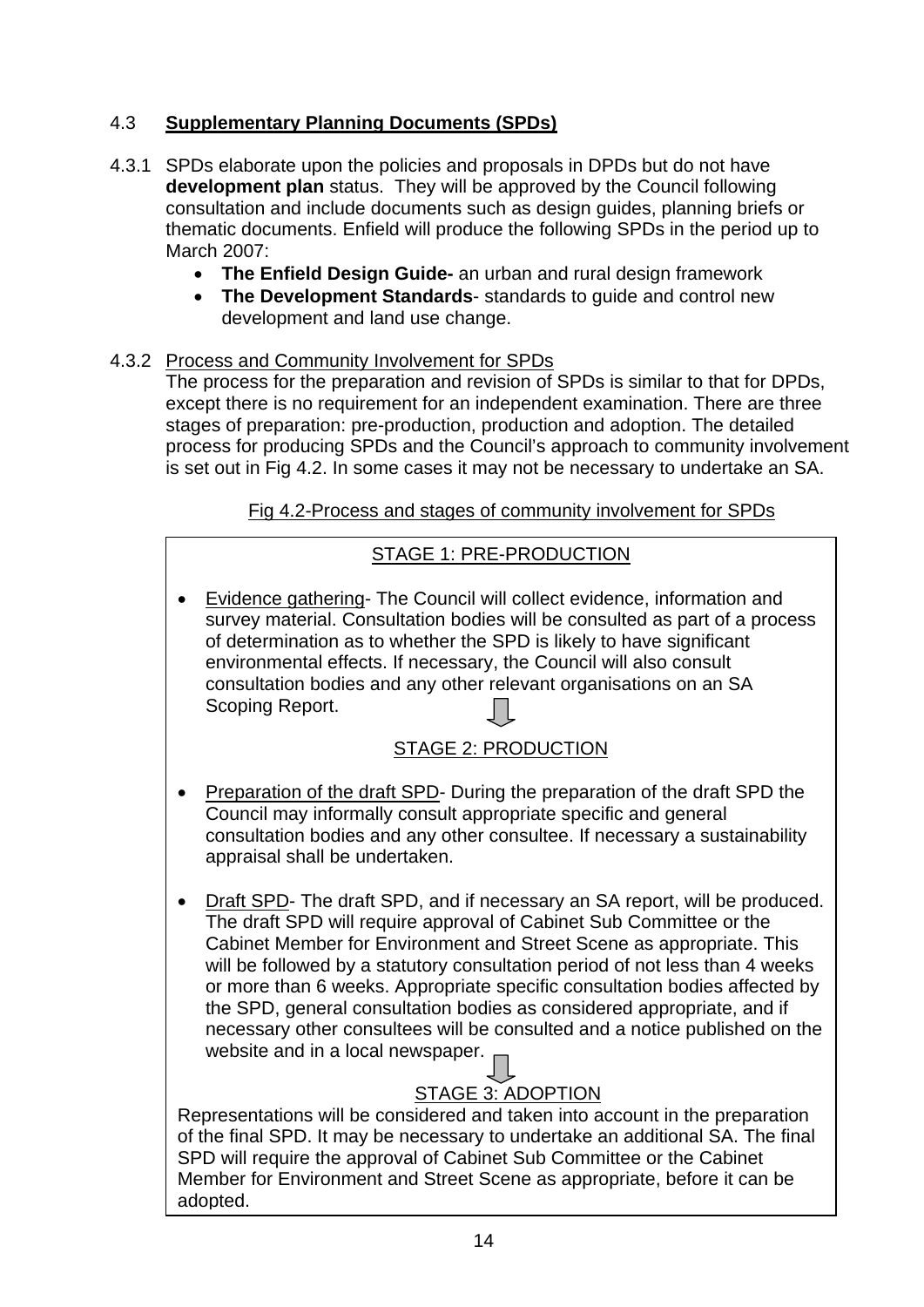## 4.3 Supplementary Planning Documents (SPDs)

4.3.1 SPDs elaborate upon the policies and proposals in DPDs but do not have **development plan** status. They will be approved by the Council following consultation and include documents such as design guides, planning briefs or thematic documents. Enfield will produce the following SPDs in the period up to March 2007:

- **The Enfield Design Guide-** an urban and rural design framework
- **The Development Standards**- standards to guide and control new development and land use change.

4.3.2 Process and Community Involvement for SPDs

The process for the preparation and revision of SPDs is similar to that for DPDs, except there is no requirement for an independent examination. There are three stages of preparation: pre-production, production and adoption. The detailed process for producing SPDs and the Council's approach to community involvement is set out in Fig 4.2. In some cases it may not be necessary to undertake an SA.

Fig 4.2-Process and stages of community involvement for SPDs

STAGE 1: PRE-PRODUCTION

- Evidence gathering- The Council will collect evidence, information and survey material. Consultation bodies will be consulted as part of a process of determination as to whether the SPD is likely to have significant environmental effects. If necessary, the Council will also consult consultation bodies and any other relevant organisations on an SA Scoping Report.

STAGE 2: PRODUCTION

- Preparation of the draft SPD- During the preparation of the draft SPD the Council may informally consult appropriate specific and general consultation bodies and any other consultee. If necessary a sustainability appraisal shall be undertaken.

- Draft SPD- The draft SPD, and if necessary an SA report, will be produced. The draft SPD will require approval of Cabinet Sub Committee or the Cabinet Member for Environment and Street Scene as appropriate. This will be followed by a statutory consultation period of not less than 4 weeks or more than 6 weeks. Appropriate specific consultation bodies affected by the SPD, general consultation bodies as considered appropriate, and if necessary other consultees will be consulted and a notice published on the website and in a local newspaper.

STAGE 3: ADOPTION

Representations will be considered and taken into account in the preparation of the final SPD. It may be necessary to undertake an additional SA. The final SPD will require the approval of Cabinet Sub Committee or the Cabinet Member for Environment and Street Scene as appropriate, before it can be adopted.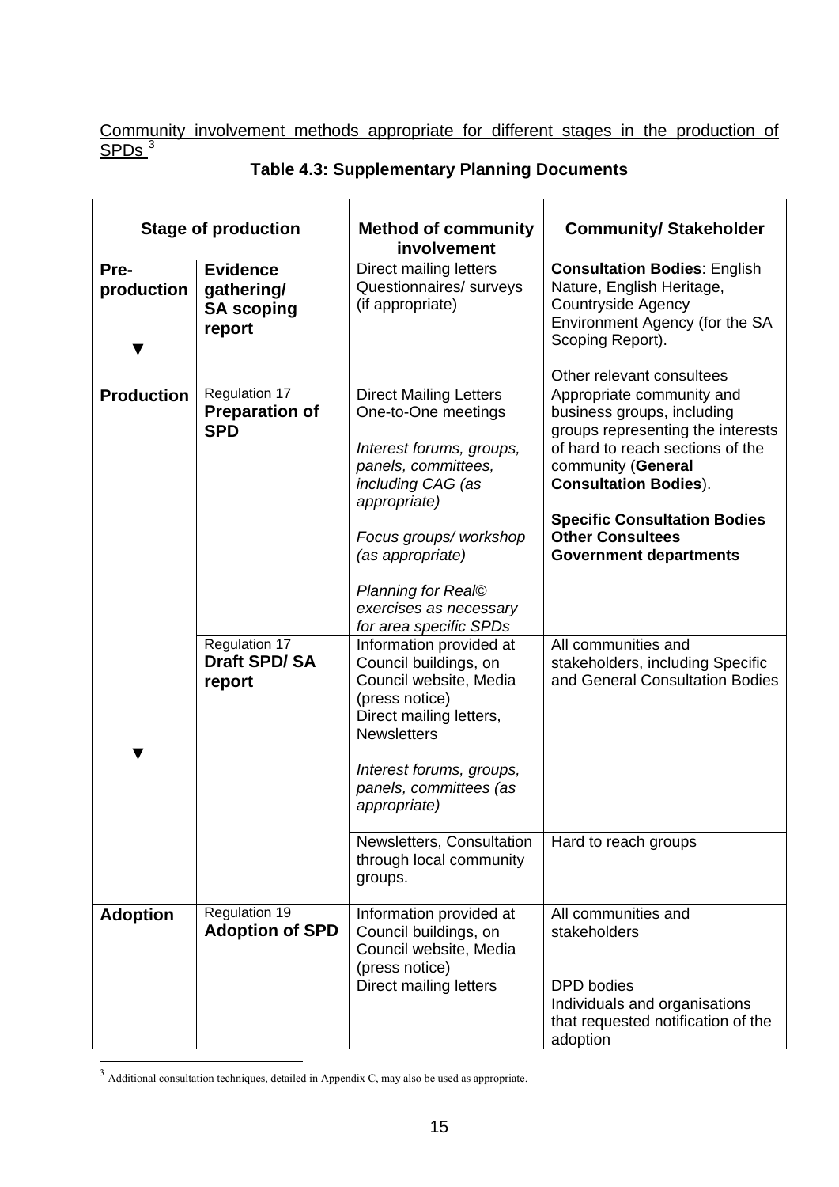Community involvement methods appropriate for different stages in the production of SPDs [3]

**Table 4.3: Supplementary Planning Documents**

| Stage of production | | Method of community involvement | Community/ Stakeholder |
|---|---|---|---|
| **Pre-production** | **Evidence gathering/ SA scoping report** | Direct mailing letters<br>Questionnaires/ surveys (if appropriate) | **Consultation Bodies**: English Nature, English Heritage, Countryside Agency Environment Agency (for the SA Scoping Report).<br><br>Other relevant consultees |
| **Production** | Regulation 17<br>**Preparation of SPD** | Direct Mailing Letters<br>One-to-One meetings<br><br>*Interest forums, groups, panels, committees, including CAG (as appropriate)*<br><br>*Focus groups/ workshop (as appropriate)*<br><br>*Planning for Real© exercises as necessary for area specific SPDs* | Appropriate community and business groups, including groups representing the interests of hard to reach sections of the community (**General Consultation Bodies**).<br><br>**Specific Consultation Bodies**<br>**Other Consultees**<br>**Government departments** |
| | Regulation 17<br>**Draft SPD/ SA report** | Information provided at Council buildings, on Council website, Media (press notice)<br>Direct mailing letters, Newsletters<br><br>*Interest forums, groups, panels, committees (as appropriate)* | All communities and stakeholders, including Specific and General Consultation Bodies |
| | | Newsletters, Consultation through local community groups. | Hard to reach groups |
| **Adoption** | Regulation 19<br>**Adoption of SPD** | Information provided at Council buildings, on Council website, Media (press notice) | All communities and stakeholders |
| | | Direct mailing letters | DPD bodies<br>Individuals and organisations that requested notification of the adoption |

[3] Additional consultation techniques, detailed in Appendix C, may also be used as appropriate.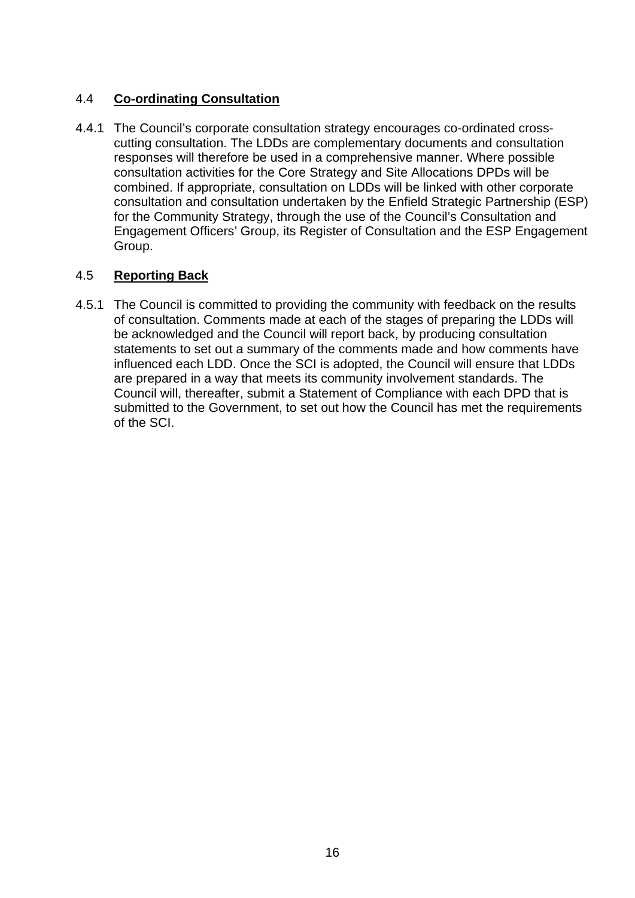## 4.4 **Co-ordinating Consultation**

4.4.1 The Council's corporate consultation strategy encourages co-ordinated cross-cutting consultation. The LDDs are complementary documents and consultation responses will therefore be used in a comprehensive manner. Where possible consultation activities for the Core Strategy and Site Allocations DPDs will be combined. If appropriate, consultation on LDDs will be linked with other corporate consultation and consultation undertaken by the Enfield Strategic Partnership (ESP) for the Community Strategy, through the use of the Council's Consultation and Engagement Officers' Group, its Register of Consultation and the ESP Engagement Group.

## 4.5 **Reporting Back**

4.5.1 The Council is committed to providing the community with feedback on the results of consultation. Comments made at each of the stages of preparing the LDDs will be acknowledged and the Council will report back, by producing consultation statements to set out a summary of the comments made and how comments have influenced each LDD. Once the SCI is adopted, the Council will ensure that LDDs are prepared in a way that meets its community involvement standards. The Council will, thereafter, submit a Statement of Compliance with each DPD that is submitted to the Government, to set out how the Council has met the requirements of the SCI.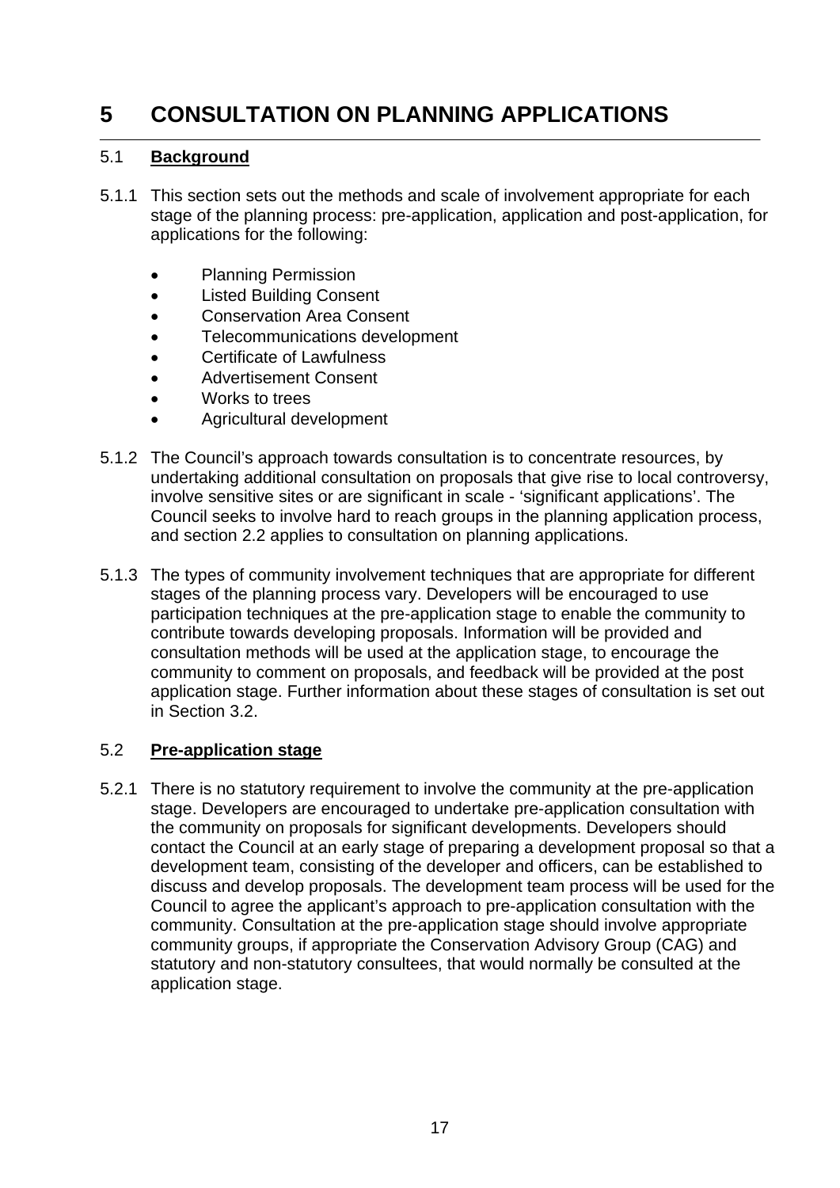# 5 CONSULTATION ON PLANNING APPLICATIONS

## 5.1 Background

5.1.1 This section sets out the methods and scale of involvement appropriate for each stage of the planning process: pre-application, application and post-application, for applications for the following:

- Planning Permission
- Listed Building Consent
- Conservation Area Consent
- Telecommunications development
- Certificate of Lawfulness
- Advertisement Consent
- Works to trees
- Agricultural development

5.1.2 The Council's approach towards consultation is to concentrate resources, by undertaking additional consultation on proposals that give rise to local controversy, involve sensitive sites or are significant in scale - 'significant applications'. The Council seeks to involve hard to reach groups in the planning application process, and section 2.2 applies to consultation on planning applications.

5.1.3 The types of community involvement techniques that are appropriate for different stages of the planning process vary. Developers will be encouraged to use participation techniques at the pre-application stage to enable the community to contribute towards developing proposals. Information will be provided and consultation methods will be used at the application stage, to encourage the community to comment on proposals, and feedback will be provided at the post application stage. Further information about these stages of consultation is set out in Section 3.2.

## 5.2 Pre-application stage

5.2.1 There is no statutory requirement to involve the community at the pre-application stage. Developers are encouraged to undertake pre-application consultation with the community on proposals for significant developments. Developers should contact the Council at an early stage of preparing a development proposal so that a development team, consisting of the developer and officers, can be established to discuss and develop proposals. The development team process will be used for the Council to agree the applicant's approach to pre-application consultation with the community. Consultation at the pre-application stage should involve appropriate community groups, if appropriate the Conservation Advisory Group (CAG) and statutory and non-statutory consultees, that would normally be consulted at the application stage.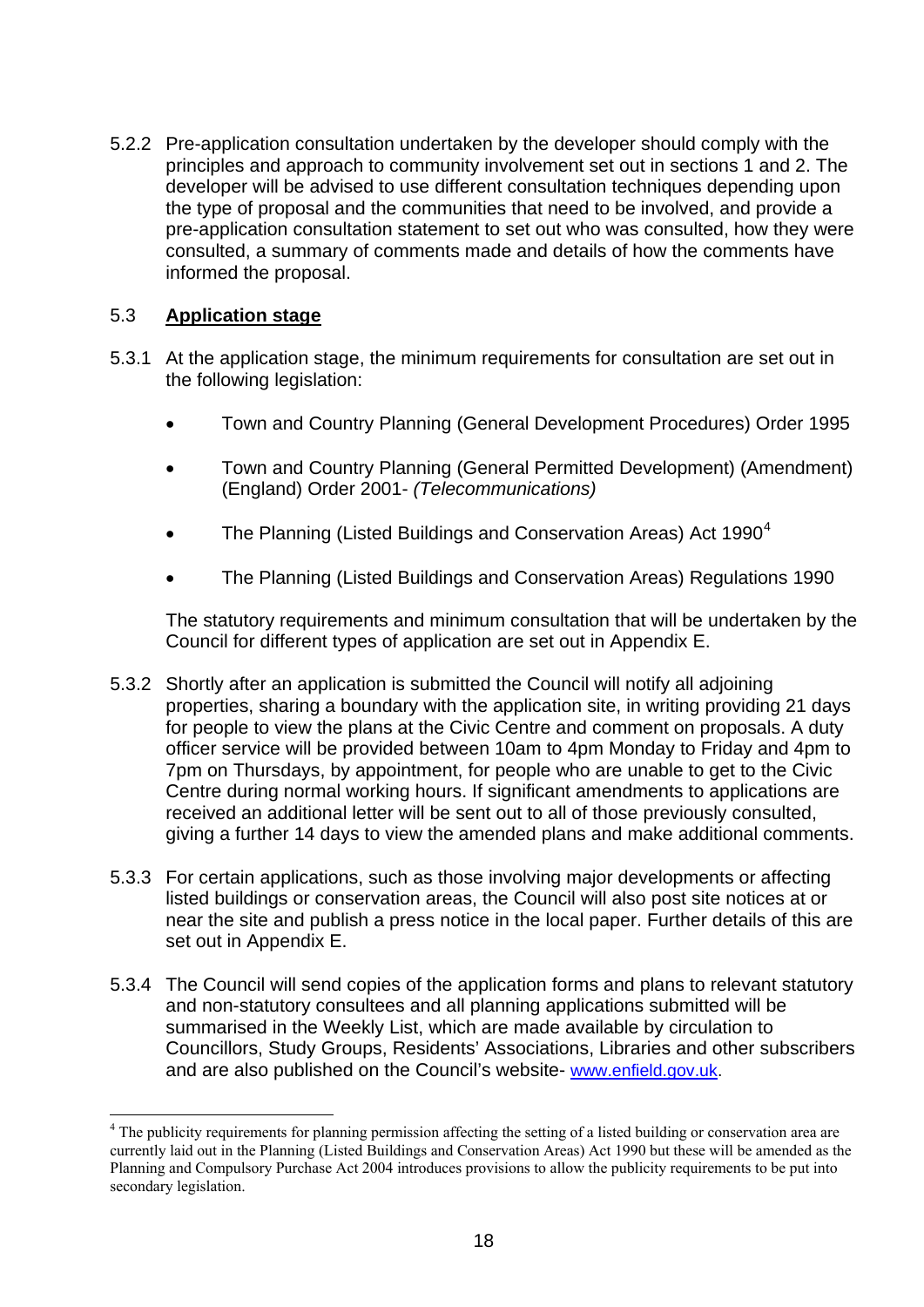5.2.2 Pre-application consultation undertaken by the developer should comply with the principles and approach to community involvement set out in sections 1 and 2. The developer will be advised to use different consultation techniques depending upon the type of proposal and the communities that need to be involved, and provide a pre-application consultation statement to set out who was consulted, how they were consulted, a summary of comments made and details of how the comments have informed the proposal.

## 5.3 Application stage

5.3.1 At the application stage, the minimum requirements for consultation are set out in the following legislation:

- Town and Country Planning (General Development Procedures) Order 1995
- Town and Country Planning (General Permitted Development) (Amendment) (England) Order 2001- *(Telecommunications)*
- The Planning (Listed Buildings and Conservation Areas) Act 1990[4]
- The Planning (Listed Buildings and Conservation Areas) Regulations 1990

The statutory requirements and minimum consultation that will be undertaken by the Council for different types of application are set out in Appendix E.

5.3.2 Shortly after an application is submitted the Council will notify all adjoining properties, sharing a boundary with the application site, in writing providing 21 days for people to view the plans at the Civic Centre and comment on proposals. A duty officer service will be provided between 10am to 4pm Monday to Friday and 4pm to 7pm on Thursdays, by appointment, for people who are unable to get to the Civic Centre during normal working hours. If significant amendments to applications are received an additional letter will be sent out to all of those previously consulted, giving a further 14 days to view the amended plans and make additional comments.

5.3.3 For certain applications, such as those involving major developments or affecting listed buildings or conservation areas, the Council will also post site notices at or near the site and publish a press notice in the local paper. Further details of this are set out in Appendix E.

5.3.4 The Council will send copies of the application forms and plans to relevant statutory and non-statutory consultees and all planning applications submitted will be summarised in the Weekly List, which are made available by circulation to Councillors, Study Groups, Residents' Associations, Libraries and other subscribers and are also published on the Council's website- www.enfield.gov.uk.

---

[4] The publicity requirements for planning permission affecting the setting of a listed building or conservation area are currently laid out in the Planning (Listed Buildings and Conservation Areas) Act 1990 but these will be amended as the Planning and Compulsory Purchase Act 2004 introduces provisions to allow the publicity requirements to be put into secondary legislation.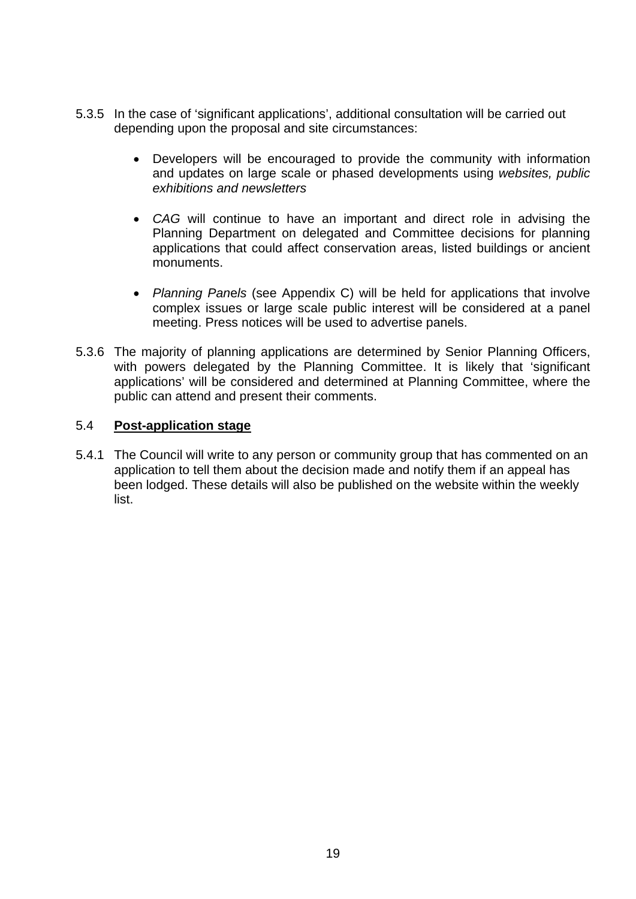5.3.5 In the case of 'significant applications', additional consultation will be carried out depending upon the proposal and site circumstances:

- Developers will be encouraged to provide the community with information and updates on large scale or phased developments using *websites, public exhibitions and newsletters*

- *CAG* will continue to have an important and direct role in advising the Planning Department on delegated and Committee decisions for planning applications that could affect conservation areas, listed buildings or ancient monuments.

- *Planning Panels* (see Appendix C) will be held for applications that involve complex issues or large scale public interest will be considered at a panel meeting. Press notices will be used to advertise panels.

5.3.6 The majority of planning applications are determined by Senior Planning Officers, with powers delegated by the Planning Committee. It is likely that 'significant applications' will be considered and determined at Planning Committee, where the public can attend and present their comments.

## 5.4 Post-application stage

5.4.1 The Council will write to any person or community group that has commented on an application to tell them about the decision made and notify them if an appeal has been lodged. These details will also be published on the website within the weekly list.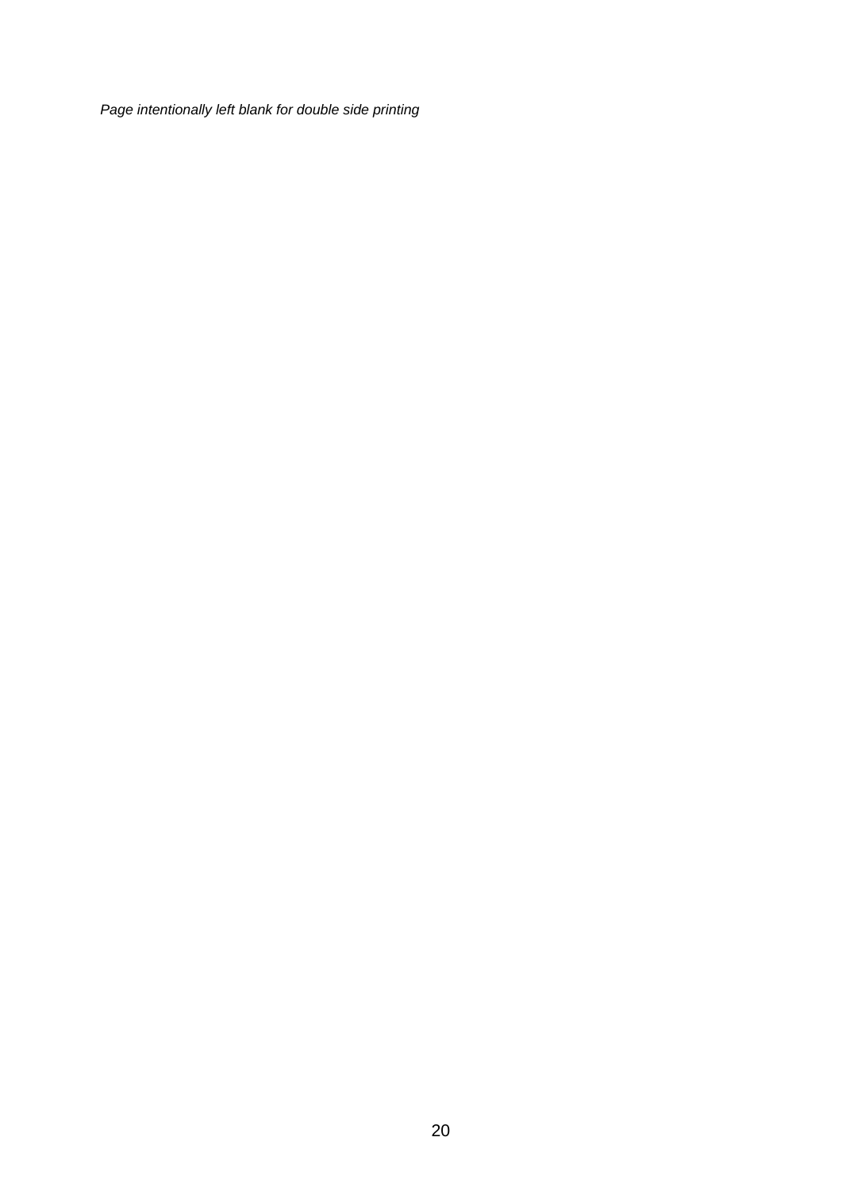*Page intentionally left blank for double side printing*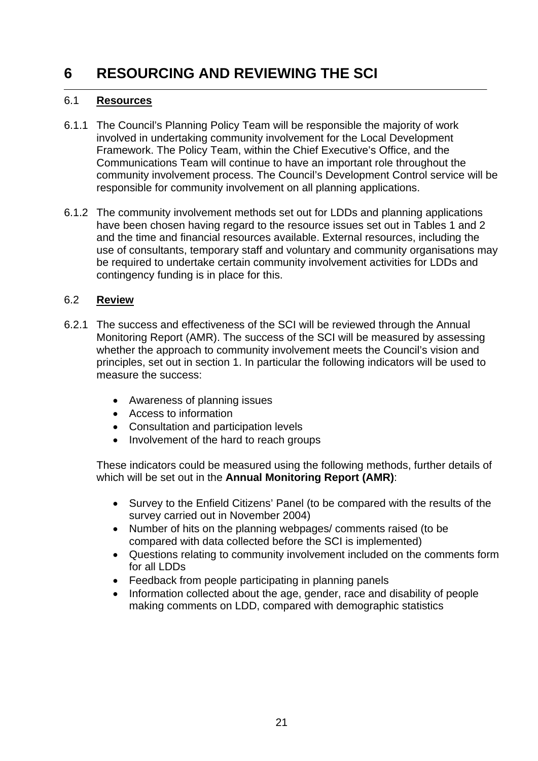# 6 RESOURCING AND REVIEWING THE SCI

## 6.1 Resources

6.1.1 The Council's Planning Policy Team will be responsible the majority of work involved in undertaking community involvement for the Local Development Framework. The Policy Team, within the Chief Executive's Office, and the Communications Team will continue to have an important role throughout the community involvement process. The Council's Development Control service will be responsible for community involvement on all planning applications.

6.1.2 The community involvement methods set out for LDDs and planning applications have been chosen having regard to the resource issues set out in Tables 1 and 2 and the time and financial resources available. External resources, including the use of consultants, temporary staff and voluntary and community organisations may be required to undertake certain community involvement activities for LDDs and contingency funding is in place for this.

## 6.2 Review

6.2.1 The success and effectiveness of the SCI will be reviewed through the Annual Monitoring Report (AMR). The success of the SCI will be measured by assessing whether the approach to community involvement meets the Council's vision and principles, set out in section 1. In particular the following indicators will be used to measure the success:

- Awareness of planning issues
- Access to information
- Consultation and participation levels
- Involvement of the hard to reach groups

These indicators could be measured using the following methods, further details of which will be set out in the **Annual Monitoring Report (AMR)**:

- Survey to the Enfield Citizens' Panel (to be compared with the results of the survey carried out in November 2004)
- Number of hits on the planning webpages/ comments raised (to be compared with data collected before the SCI is implemented)
- Questions relating to community involvement included on the comments form for all LDDs
- Feedback from people participating in planning panels
- Information collected about the age, gender, race and disability of people making comments on LDD, compared with demographic statistics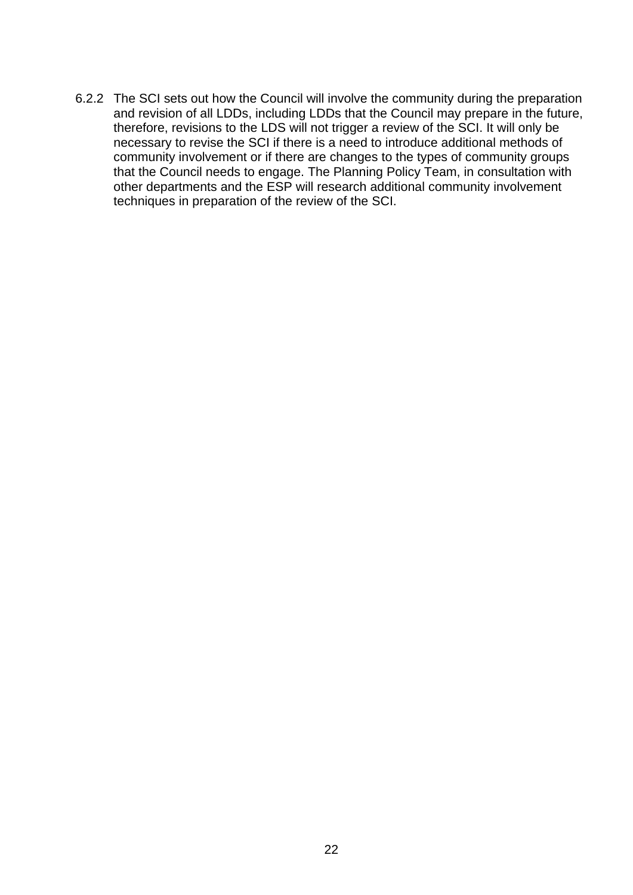6.2.2 The SCI sets out how the Council will involve the community during the preparation and revision of all LDDs, including LDDs that the Council may prepare in the future, therefore, revisions to the LDS will not trigger a review of the SCI. It will only be necessary to revise the SCI if there is a need to introduce additional methods of community involvement or if there are changes to the types of community groups that the Council needs to engage. The Planning Policy Team, in consultation with other departments and the ESP will research additional community involvement techniques in preparation of the review of the SCI.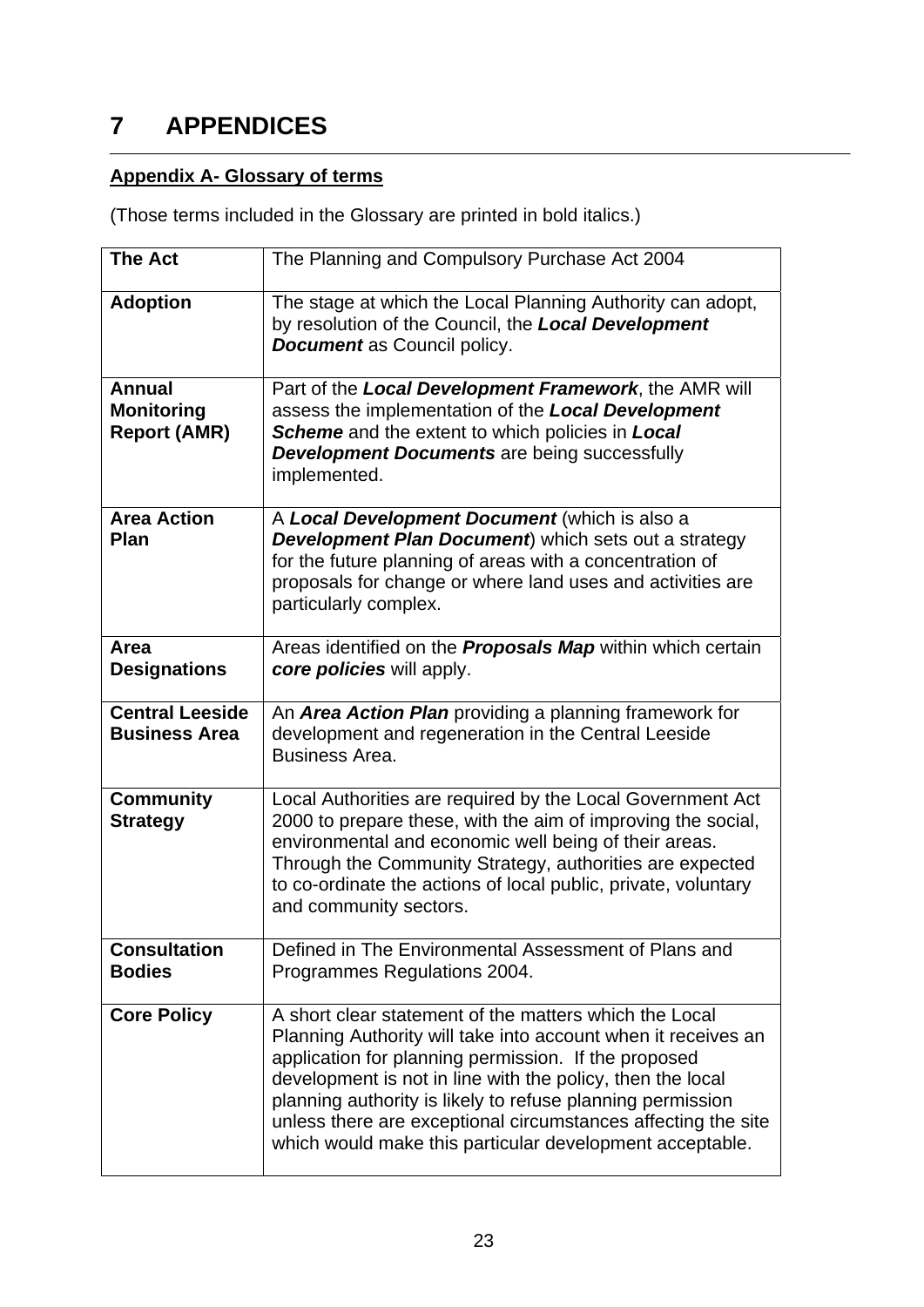# 7 APPENDICES

**Appendix A- Glossary of terms**

(Those terms included in the Glossary are printed in bold italics.)

| | |
|---|---|
| **The Act** | The Planning and Compulsory Purchase Act 2004 |
| **Adoption** | The stage at which the Local Planning Authority can adopt, by resolution of the Council, the ***Local Development Document*** as Council policy. |
| **Annual Monitoring Report (AMR)** | Part of the ***Local Development Framework***, the AMR will assess the implementation of the ***Local Development Scheme*** and the extent to which policies in ***Local Development Documents*** are being successfully implemented. |
| **Area Action Plan** | A ***Local Development Document*** (which is also a ***Development Plan Document***) which sets out a strategy for the future planning of areas with a concentration of proposals for change or where land uses and activities are particularly complex. |
| **Area Designations** | Areas identified on the ***Proposals Map*** within which certain ***core policies*** will apply. |
| **Central Leeside Business Area** | An ***Area Action Plan*** providing a planning framework for development and regeneration in the Central Leeside Business Area. |
| **Community Strategy** | Local Authorities are required by the Local Government Act 2000 to prepare these, with the aim of improving the social, environmental and economic well being of their areas. Through the Community Strategy, authorities are expected to co-ordinate the actions of local public, private, voluntary and community sectors. |
| **Consultation Bodies** | Defined in The Environmental Assessment of Plans and Programmes Regulations 2004. |
| **Core Policy** | A short clear statement of the matters which the Local Planning Authority will take into account when it receives an application for planning permission. If the proposed development is not in line with the policy, then the local planning authority is likely to refuse planning permission unless there are exceptional circumstances affecting the site which would make this particular development acceptable. |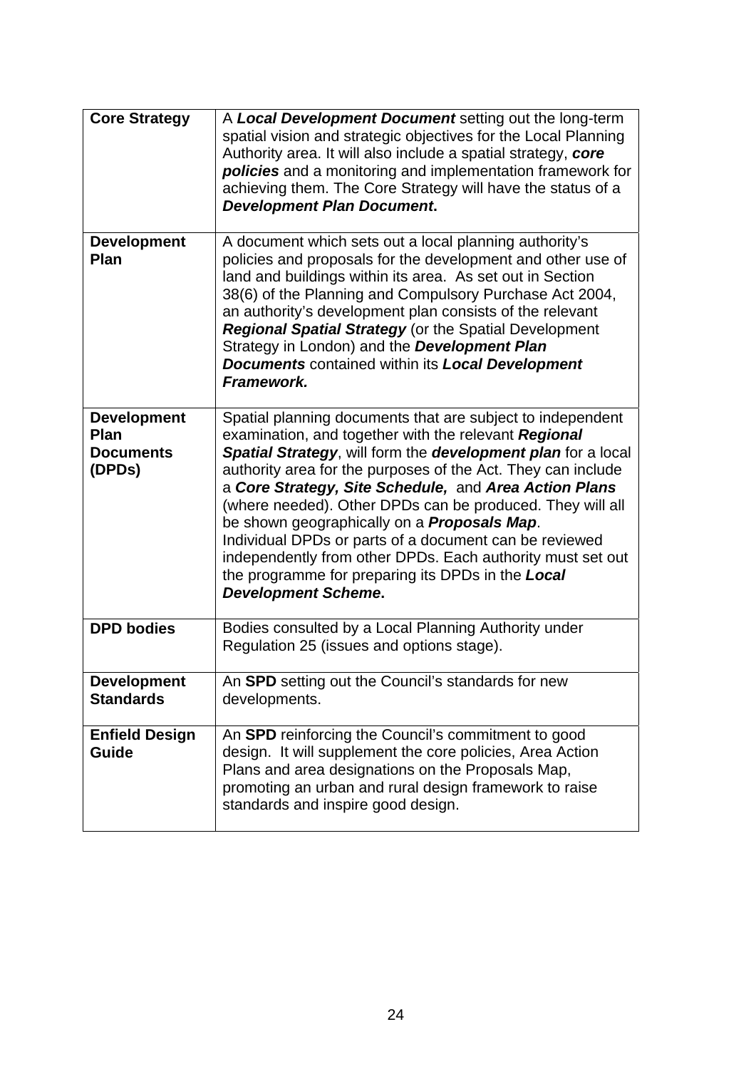| | |
|---|---|
| **Core Strategy** | A ***Local Development Document*** setting out the long-term spatial vision and strategic objectives for the Local Planning Authority area. It will also include a spatial strategy, ***core policies*** and a monitoring and implementation framework for achieving them. The Core Strategy will have the status of a ***Development Plan Document*****.** |
| **Development Plan** | A document which sets out a local planning authority's policies and proposals for the development and other use of land and buildings within its area. As set out in Section 38(6) of the Planning and Compulsory Purchase Act 2004, an authority's development plan consists of the relevant ***Regional Spatial Strategy*** (or the Spatial Development Strategy in London) and the ***Development Plan Documents*** contained within its ***Local Development Framework.*** |
| **Development Plan Documents (DPDs)** | Spatial planning documents that are subject to independent examination, and together with the relevant ***Regional Spatial Strategy***, will form the ***development plan*** for a local authority area for the purposes of the Act. They can include a ***Core Strategy, Site Schedule,*** and ***Area Action Plans*** (where needed). Other DPDs can be produced. They will all be shown geographically on a ***Proposals Map***. Individual DPDs or parts of a document can be reviewed independently from other DPDs. Each authority must set out the programme for preparing its DPDs in the ***Local Development Scheme*****.** |
| **DPD bodies** | Bodies consulted by a Local Planning Authority under Regulation 25 (issues and options stage). |
| **Development Standards** | An **SPD** setting out the Council's standards for new developments. |
| **Enfield Design Guide** | An **SPD** reinforcing the Council's commitment to good design. It will supplement the core policies, Area Action Plans and area designations on the Proposals Map, promoting an urban and rural design framework to raise standards and inspire good design. |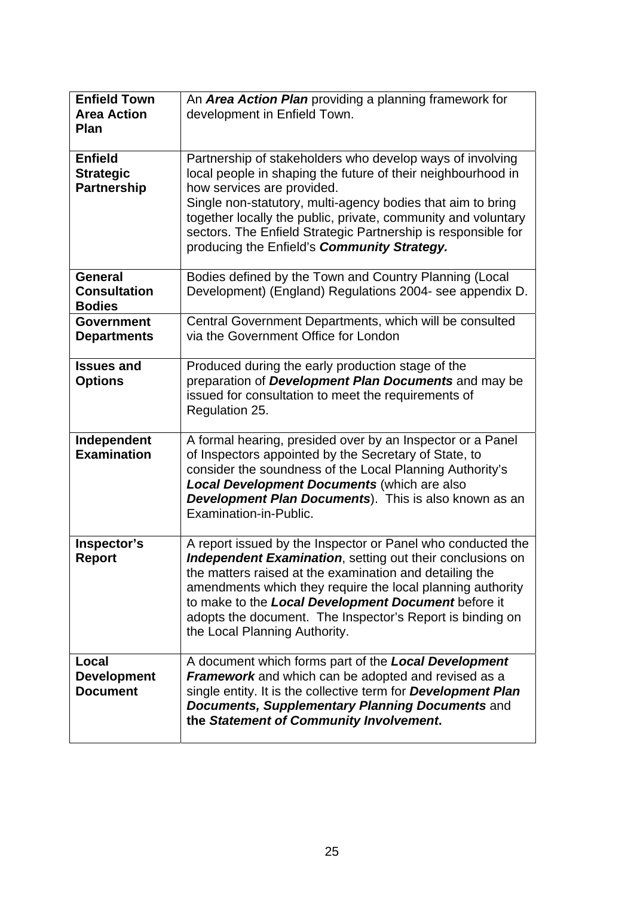| | |
|---|---|
| **Enfield Town Area Action Plan** | An ***Area Action Plan*** providing a planning framework for development in Enfield Town. |
| **Enfield Strategic Partnership** | Partnership of stakeholders who develop ways of involving local people in shaping the future of their neighbourhood in how services are provided.<br>Single non-statutory, multi-agency bodies that aim to bring together locally the public, private, community and voluntary sectors. The Enfield Strategic Partnership is responsible for producing the Enfield's ***Community Strategy.*** |
| **General Consultation Bodies** | Bodies defined by the Town and Country Planning (Local Development) (England) Regulations 2004- see appendix D. |
| **Government Departments** | Central Government Departments, which will be consulted via the Government Office for London |
| **Issues and Options** | Produced during the early production stage of the preparation of ***Development Plan Documents*** and may be issued for consultation to meet the requirements of Regulation 25. |
| **Independent Examination** | A formal hearing, presided over by an Inspector or a Panel of Inspectors appointed by the Secretary of State, to consider the soundness of the Local Planning Authority's ***Local Development Documents*** (which are also ***Development Plan Documents***). This is also known as an Examination-in-Public. |
| **Inspector's Report** | A report issued by the Inspector or Panel who conducted the ***Independent Examination***, setting out their conclusions on the matters raised at the examination and detailing the amendments which they require the local planning authority to make to the ***Local Development Document*** before it adopts the document. The Inspector's Report is binding on the Local Planning Authority. |
| **Local Development Document** | A document which forms part of the ***Local Development Framework*** and which can be adopted and revised as a single entity. It is the collective term for ***Development Plan Documents, Supplementary Planning Documents*** and **the *Statement of Community Involvement*.** |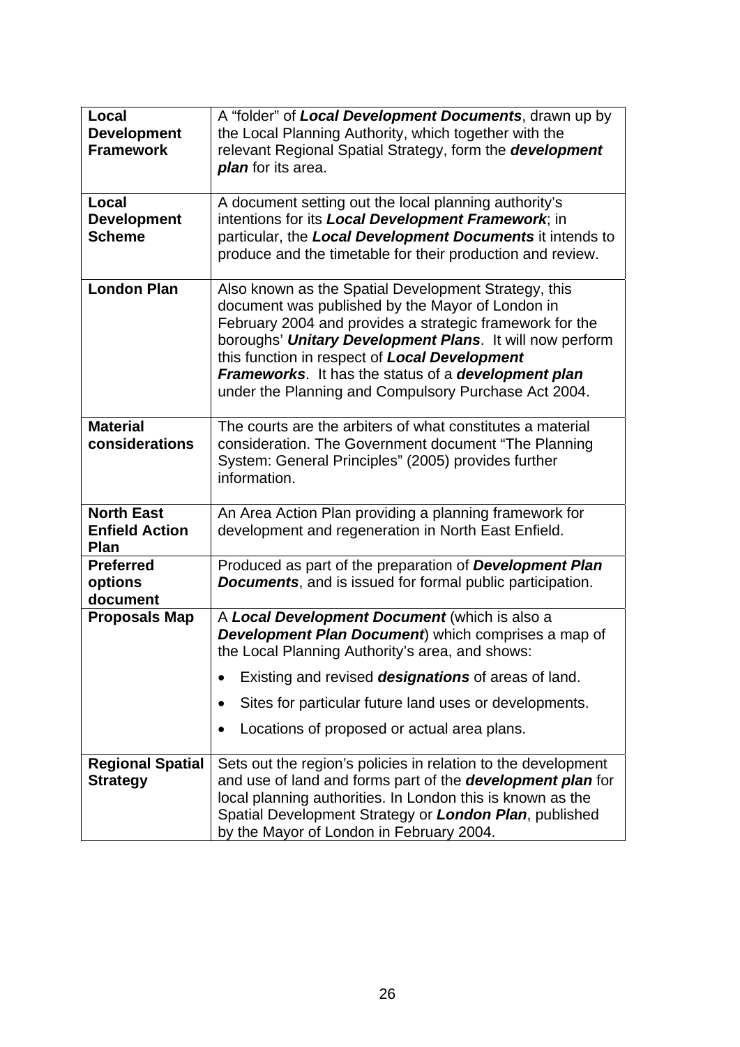| | |
|---|---|
| **Local Development Framework** | A "folder" of ***Local Development Documents***, drawn up by the Local Planning Authority, which together with the relevant Regional Spatial Strategy, form the ***development plan*** for its area. |
| **Local Development Scheme** | A document setting out the local planning authority's intentions for its ***Local Development Framework***; in particular, the ***Local Development Documents*** it intends to produce and the timetable for their production and review. |
| **London Plan** | Also known as the Spatial Development Strategy, this document was published by the Mayor of London in February 2004 and provides a strategic framework for the boroughs' ***Unitary Development Plans***. It will now perform this function in respect of ***Local Development Frameworks***. It has the status of a ***development plan*** under the Planning and Compulsory Purchase Act 2004. |
| **Material considerations** | The courts are the arbiters of what constitutes a material consideration. The Government document "The Planning System: General Principles" (2005) provides further information. |
| **North East Enfield Action Plan** | An Area Action Plan providing a planning framework for development and regeneration in North East Enfield. |
| **Preferred options document** | Produced as part of the preparation of ***Development Plan Documents***, and is issued for formal public participation. |
| **Proposals Map** | A ***Local Development Document*** (which is also a ***Development Plan Document***) which comprises a map of the Local Planning Authority's area, and shows: <br>• Existing and revised ***designations*** of areas of land. <br>• Sites for particular future land uses or developments. <br>• Locations of proposed or actual area plans. |
| **Regional Spatial Strategy** | Sets out the region's policies in relation to the development and use of land and forms part of the ***development plan*** for local planning authorities. In London this is known as the Spatial Development Strategy or ***London Plan***, published by the Mayor of London in February 2004. |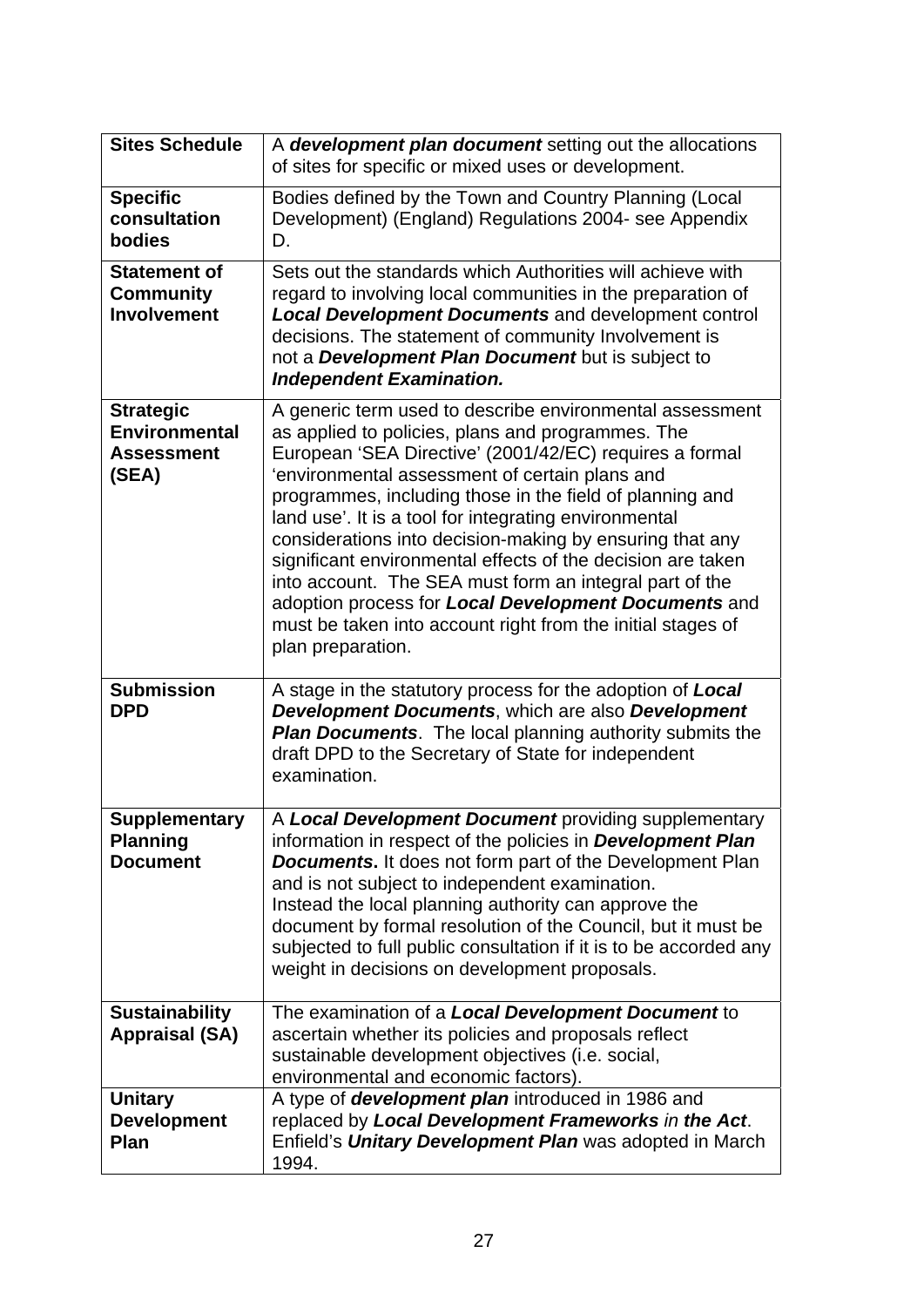| | |
|---|---|
| **Sites Schedule** | A ***development plan document*** setting out the allocations of sites for specific or mixed uses or development. |
| **Specific consultation bodies** | Bodies defined by the Town and Country Planning (Local Development) (England) Regulations 2004- see Appendix D. |
| **Statement of Community Involvement** | Sets out the standards which Authorities will achieve with regard to involving local communities in the preparation of ***Local Development Documents*** and development control decisions. The statement of community Involvement is not a ***Development Plan Document*** but is subject to ***Independent Examination.*** |
| **Strategic Environmental Assessment (SEA)** | A generic term used to describe environmental assessment as applied to policies, plans and programmes. The European 'SEA Directive' (2001/42/EC) requires a formal 'environmental assessment of certain plans and programmes, including those in the field of planning and land use'. It is a tool for integrating environmental considerations into decision-making by ensuring that any significant environmental effects of the decision are taken into account. The SEA must form an integral part of the adoption process for ***Local Development Documents*** and must be taken into account right from the initial stages of plan preparation. |
| **Submission DPD** | A stage in the statutory process for the adoption of ***Local Development Documents***, which are also ***Development Plan Documents***. The local planning authority submits the draft DPD to the Secretary of State for independent examination. |
| **Supplementary Planning Document** | A ***Local Development Document*** providing supplementary information in respect of the policies in ***Development Plan Documents***. It does not form part of the Development Plan and is not subject to independent examination. Instead the local planning authority can approve the document by formal resolution of the Council, but it must be subjected to full public consultation if it is to be accorded any weight in decisions on development proposals. |
| **Sustainability Appraisal (SA)** | The examination of a ***Local Development Document*** to ascertain whether its policies and proposals reflect sustainable development objectives (i.e. social, environmental and economic factors). |
| **Unitary Development Plan** | A type of ***development plan*** introduced in 1986 and replaced by ***Local Development Frameworks*** *in* ***the Act***. Enfield's ***Unitary Development Plan*** was adopted in March 1994. |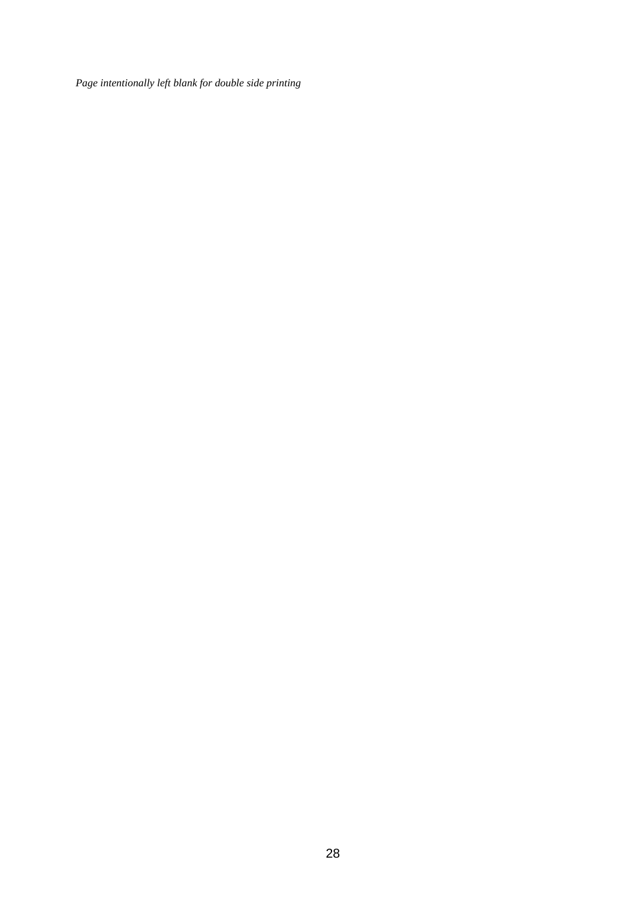*Page intentionally left blank for double side printing*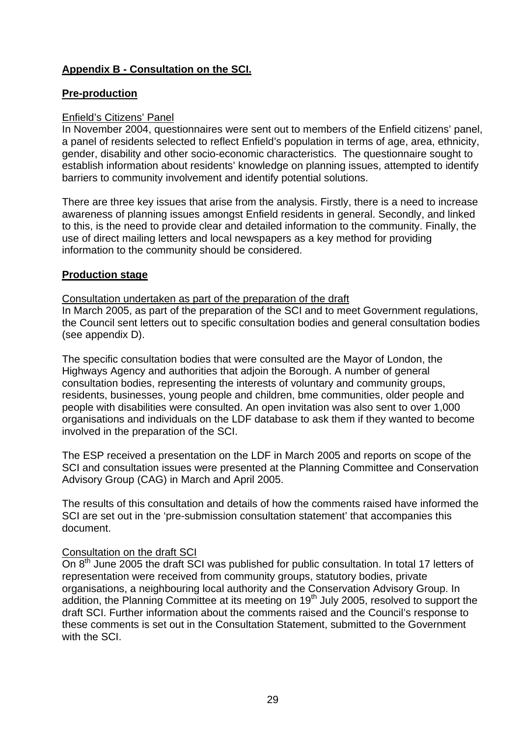## Appendix B - Consultation on the SCI.

### Pre-production

Enfield's Citizens' Panel

In November 2004, questionnaires were sent out to members of the Enfield citizens' panel, a panel of residents selected to reflect Enfield's population in terms of age, area, ethnicity, gender, disability and other socio-economic characteristics. The questionnaire sought to establish information about residents' knowledge on planning issues, attempted to identify barriers to community involvement and identify potential solutions.

There are three key issues that arise from the analysis. Firstly, there is a need to increase awareness of planning issues amongst Enfield residents in general. Secondly, and linked to this, is the need to provide clear and detailed information to the community. Finally, the use of direct mailing letters and local newspapers as a key method for providing information to the community should be considered.

### Production stage

Consultation undertaken as part of the preparation of the draft

In March 2005, as part of the preparation of the SCI and to meet Government regulations, the Council sent letters out to specific consultation bodies and general consultation bodies (see appendix D).

The specific consultation bodies that were consulted are the Mayor of London, the Highways Agency and authorities that adjoin the Borough. A number of general consultation bodies, representing the interests of voluntary and community groups, residents, businesses, young people and children, bme communities, older people and people with disabilities were consulted. An open invitation was also sent to over 1,000 organisations and individuals on the LDF database to ask them if they wanted to become involved in the preparation of the SCI.

The ESP received a presentation on the LDF in March 2005 and reports on scope of the SCI and consultation issues were presented at the Planning Committee and Conservation Advisory Group (CAG) in March and April 2005.

The results of this consultation and details of how the comments raised have informed the SCI are set out in the 'pre-submission consultation statement' that accompanies this document.

Consultation on the draft SCI

On 8th June 2005 the draft SCI was published for public consultation. In total 17 letters of representation were received from community groups, statutory bodies, private organisations, a neighbouring local authority and the Conservation Advisory Group. In addition, the Planning Committee at its meeting on 19th July 2005, resolved to support the draft SCI. Further information about the comments raised and the Council's response to these comments is set out in the Consultation Statement, submitted to the Government with the SCI.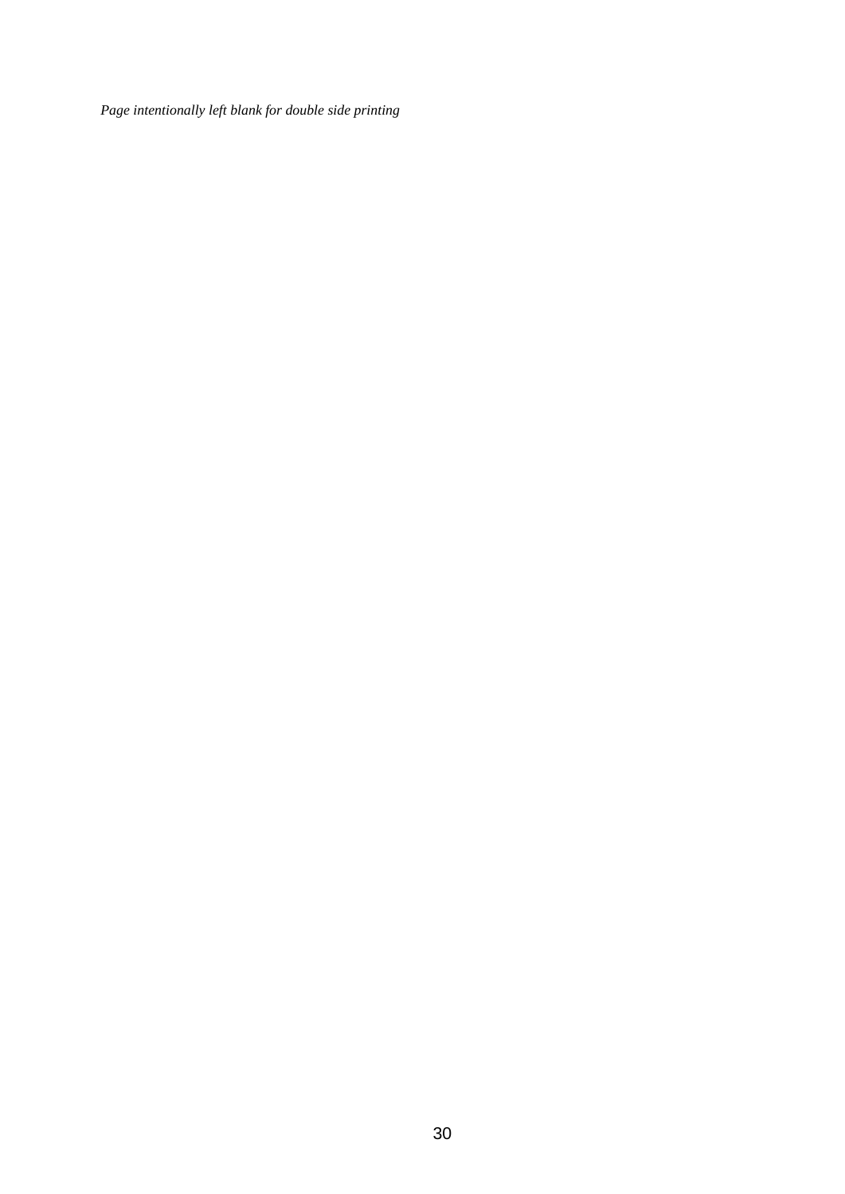*Page intentionally left blank for double side printing*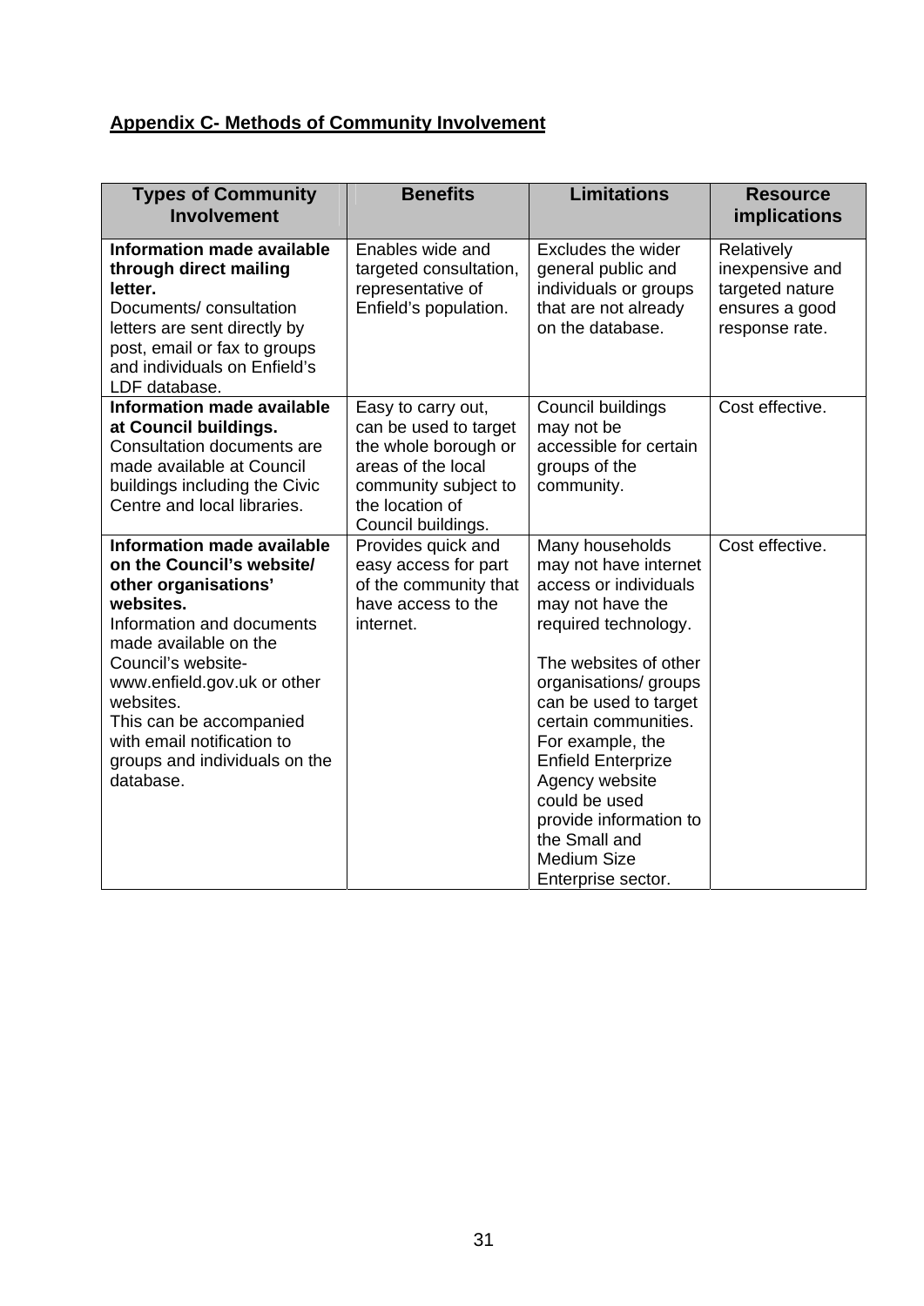## Appendix C- Methods of Community Involvement

| Types of Community Involvement | Benefits | Limitations | Resource implications |
|---|---|---|---|
| **Information made available through direct mailing letter.** Documents/ consultation letters are sent directly by post, email or fax to groups and individuals on Enfield's LDF database. | Enables wide and targeted consultation, representative of Enfield's population. | Excludes the wider general public and individuals or groups that are not already on the database. | Relatively inexpensive and targeted nature ensures a good response rate. |
| **Information made available at Council buildings.** Consultation documents are made available at Council buildings including the Civic Centre and local libraries. | Easy to carry out, can be used to target the whole borough or areas of the local community subject to the location of Council buildings. | Council buildings may not be accessible for certain groups of the community. | Cost effective. |
| **Information made available on the Council's website/ other organisations' websites.** Information and documents made available on the Council's website- www.enfield.gov.uk or other websites. This can be accompanied with email notification to groups and individuals on the database. | Provides quick and easy access for part of the community that have access to the internet. | Many households may not have internet access or individuals may not have the required technology. The websites of other organisations/ groups can be used to target certain communities. For example, the Enfield Enterprize Agency website could be used provide information to the Small and Medium Size Enterprise sector. | Cost effective. |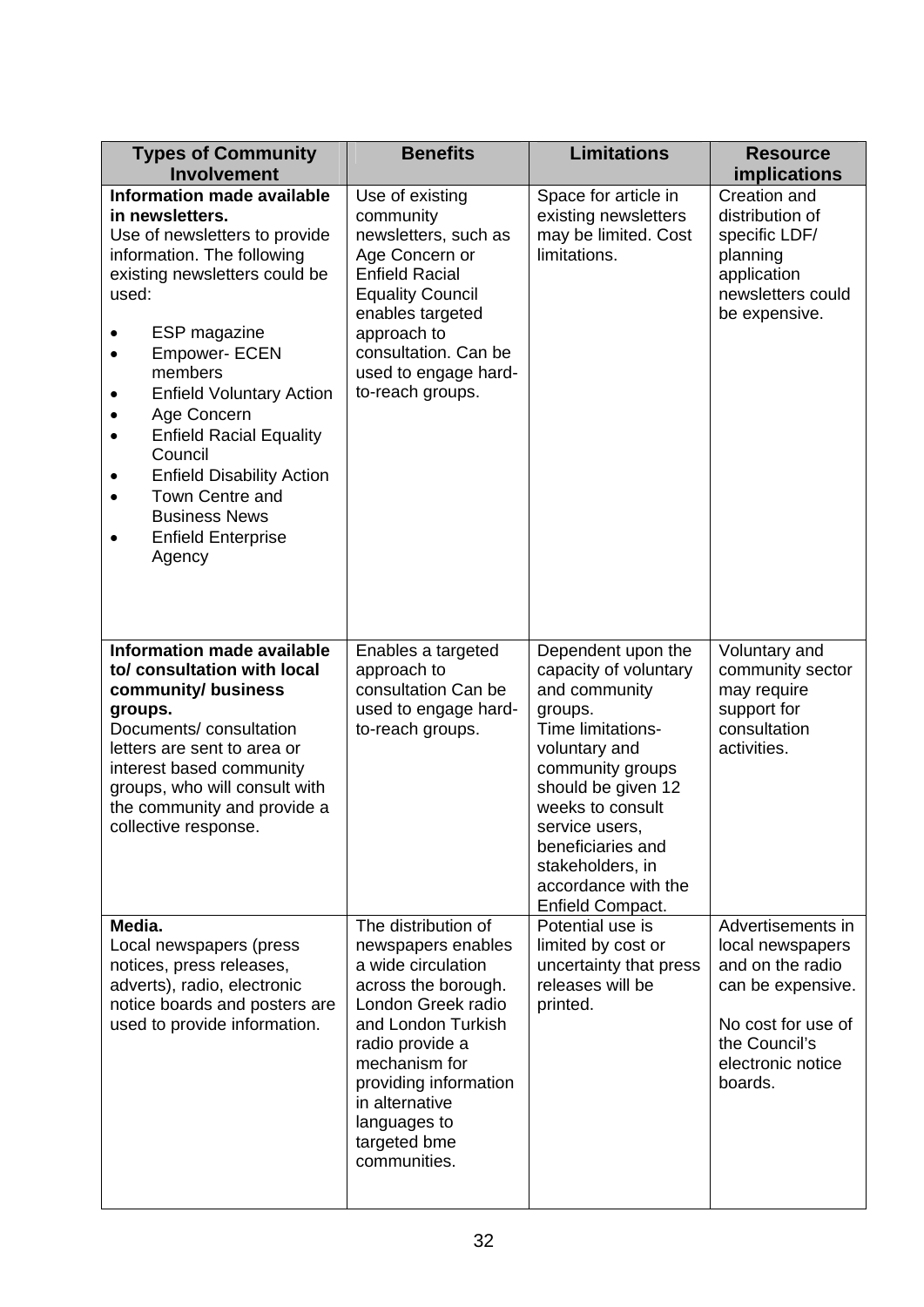| Types of Community Involvement | Benefits | Limitations | Resource implications |
|---|---|---|---|
| **Information made available in newsletters.**<br>Use of newsletters to provide information. The following existing newsletters could be used:<br><br>• ESP magazine<br>• Empower- ECEN members<br>• Enfield Voluntary Action<br>• Age Concern<br>• Enfield Racial Equality Council<br>• Enfield Disability Action<br>• Town Centre and Business News<br>• Enfield Enterprise Agency | Use of existing community newsletters, such as Age Concern or Enfield Racial Equality Council enables targeted approach to consultation. Can be used to engage hard-to-reach groups. | Space for article in existing newsletters may be limited. Cost limitations. | Creation and distribution of specific LDF/ planning application newsletters could be expensive. |
| **Information made available to/ consultation with local community/ business groups.**<br>Documents/ consultation letters are sent to area or interest based community groups, who will consult with the community and provide a collective response. | Enables a targeted approach to consultation Can be used to engage hard-to-reach groups. | Dependent upon the capacity of voluntary and community groups.<br>Time limitations- voluntary and community groups should be given 12 weeks to consult service users, beneficiaries and stakeholders, in accordance with the Enfield Compact. | Voluntary and community sector may require support for consultation activities. |
| **Media.**<br>Local newspapers (press notices, press releases, adverts), radio, electronic notice boards and posters are used to provide information. | The distribution of newspapers enables a wide circulation across the borough. London Greek radio and London Turkish radio provide a mechanism for providing information in alternative languages to targeted bme communities. | Potential use is limited by cost or uncertainty that press releases will be printed. | Advertisements in local newspapers and on the radio can be expensive.<br><br>No cost for use of the Council's electronic notice boards. |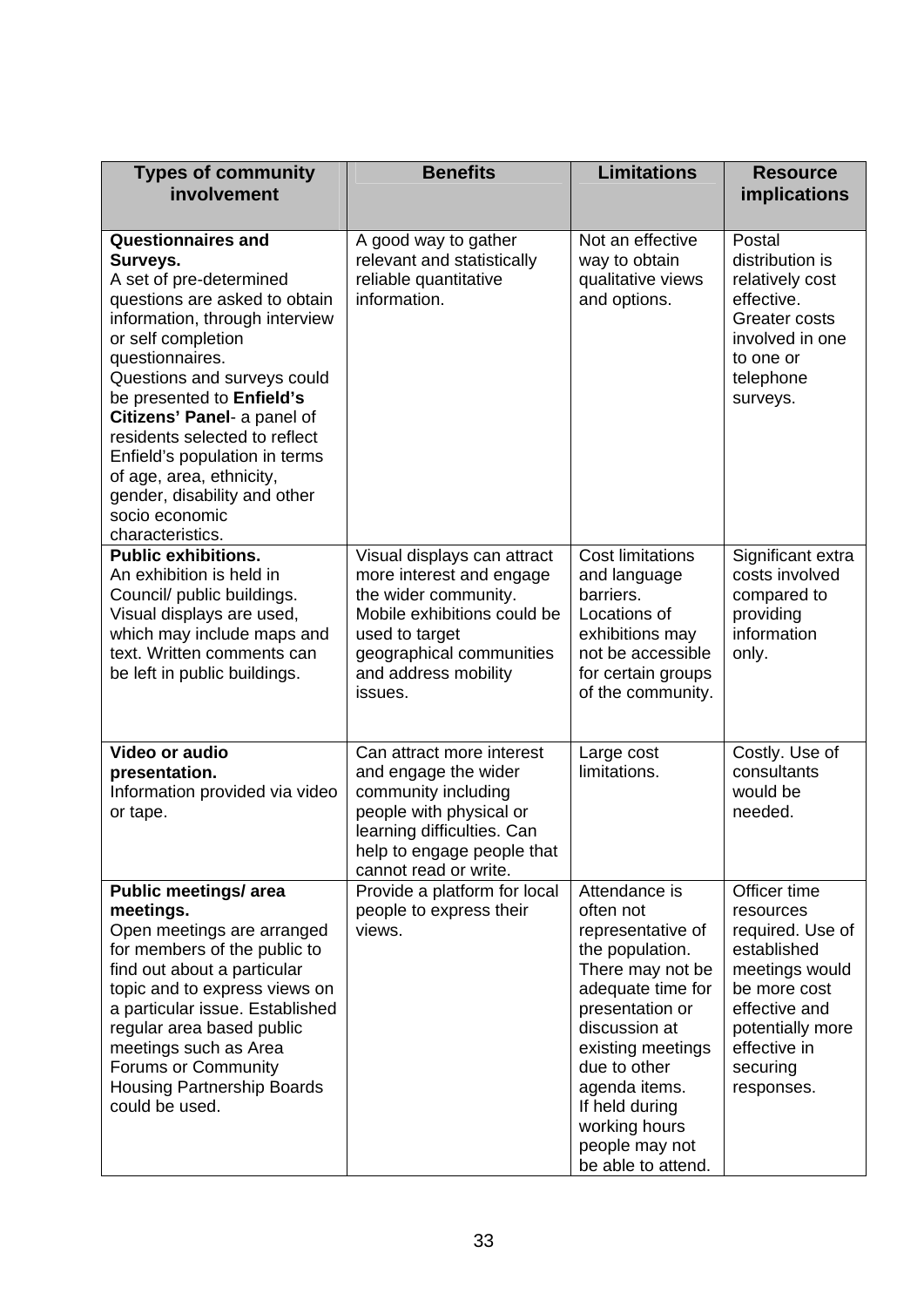| Types of community involvement | Benefits | Limitations | Resource implications |
|---|---|---|---|
| **Questionnaires and Surveys.** A set of pre-determined questions are asked to obtain information, through interview or self completion questionnaires. Questions and surveys could be presented to **Enfield's Citizens' Panel**- a panel of residents selected to reflect Enfield's population in terms of age, area, ethnicity, gender, disability and other socio economic characteristics. | A good way to gather relevant and statistically reliable quantitative information. | Not an effective way to obtain qualitative views and options. | Postal distribution is relatively cost effective. Greater costs involved in one to one or telephone surveys. |
| **Public exhibitions.** An exhibition is held in Council/ public buildings. Visual displays are used, which may include maps and text. Written comments can be left in public buildings. | Visual displays can attract more interest and engage the wider community. Mobile exhibitions could be used to target geographical communities and address mobility issues. | Cost limitations and language barriers. Locations of exhibitions may not be accessible for certain groups of the community. | Significant extra costs involved compared to providing information only. |
| **Video or audio presentation.** Information provided via video or tape. | Can attract more interest and engage the wider community including people with physical or learning difficulties. Can help to engage people that cannot read or write. | Large cost limitations. | Costly. Use of consultants would be needed. |
| **Public meetings/ area meetings.** Open meetings are arranged for members of the public to find out about a particular topic and to express views on a particular issue. Established regular area based public meetings such as Area Forums or Community Housing Partnership Boards could be used. | Provide a platform for local people to express their views. | Attendance is often not representative of the population. There may not be adequate time for presentation or discussion at existing meetings due to other agenda items. If held during working hours people may not be able to attend. | Officer time resources required. Use of established meetings would be more cost effective and potentially more effective in securing responses. |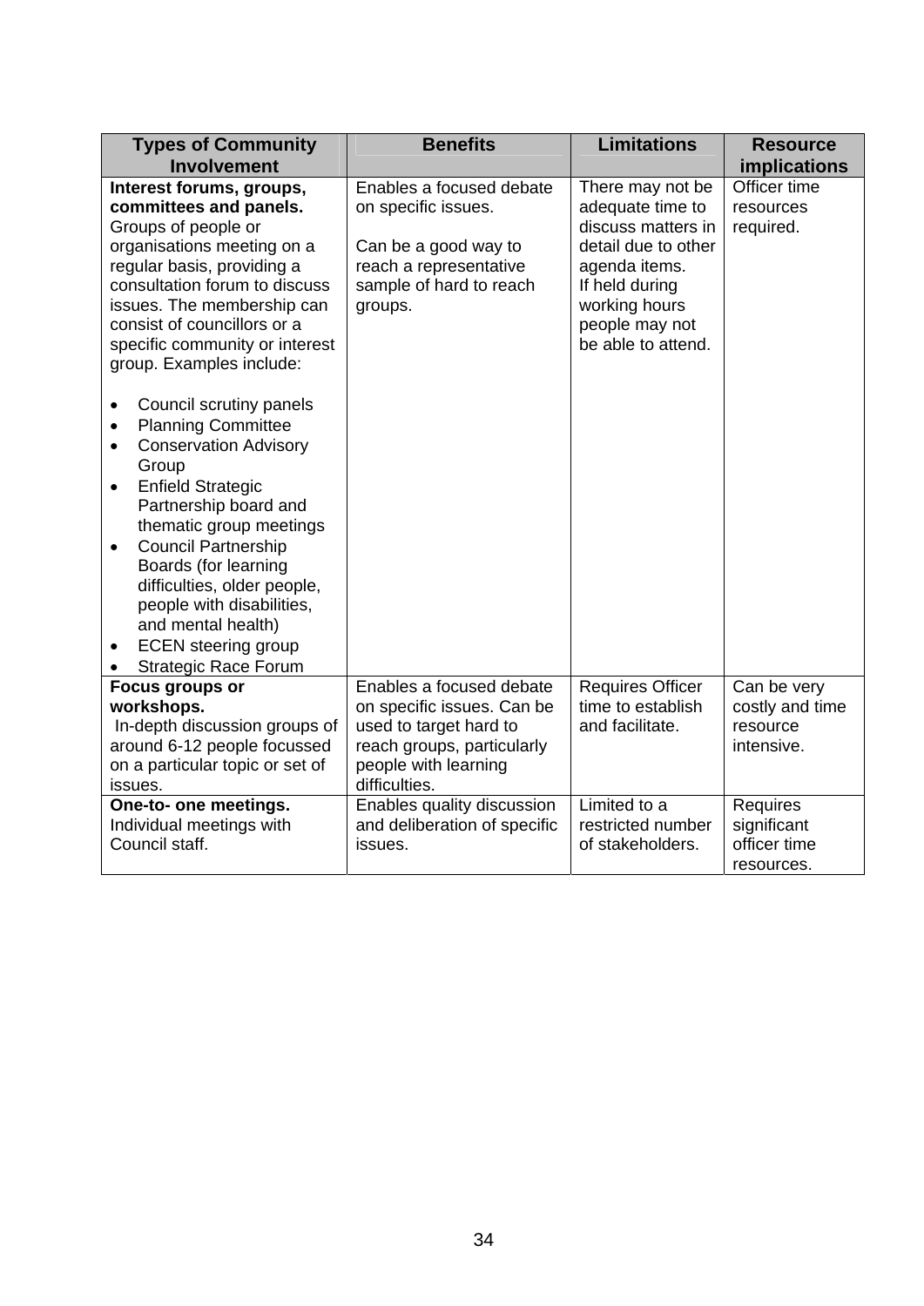| Types of Community Involvement | Benefits | Limitations | Resource implications |
|---|---|---|---|
| **Interest forums, groups, committees and panels.** Groups of people or organisations meeting on a regular basis, providing a consultation forum to discuss issues. The membership can consist of councillors or a specific community or interest group. Examples include: <br><br>• Council scrutiny panels<br>• Planning Committee<br>• Conservation Advisory Group<br>• Enfield Strategic Partnership board and thematic group meetings<br>• Council Partnership Boards (for learning difficulties, older people, people with disabilities, and mental health)<br>• ECEN steering group<br>• Strategic Race Forum | Enables a focused debate on specific issues.<br><br>Can be a good way to reach a representative sample of hard to reach groups. | There may not be adequate time to discuss matters in detail due to other agenda items.<br>If held during working hours people may not be able to attend. | Officer time resources required. |
| **Focus groups or workshops.** In-depth discussion groups of around 6-12 people focussed on a particular topic or set of issues. | Enables a focused debate on specific issues. Can be used to target hard to reach groups, particularly people with learning difficulties. | Requires Officer time to establish and facilitate. | Can be very costly and time resource intensive. |
| **One-to- one meetings.** Individual meetings with Council staff. | Enables quality discussion and deliberation of specific issues. | Limited to a restricted number of stakeholders. | Requires significant officer time resources. |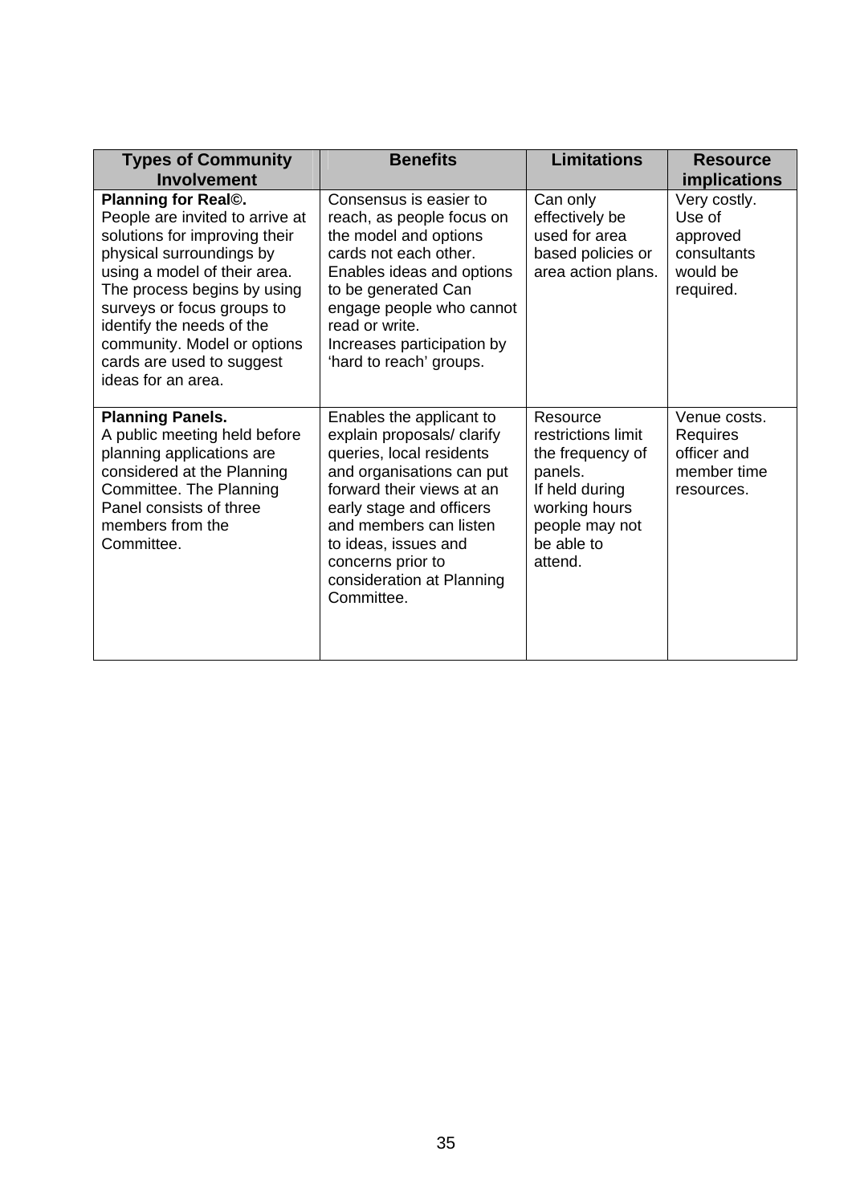| Types of Community Involvement | Benefits | Limitations | Resource implications |
|---|---|---|---|
| **Planning for Real©.** People are invited to arrive at solutions for improving their physical surroundings by using a model of their area. The process begins by using surveys or focus groups to identify the needs of the community. Model or options cards are used to suggest ideas for an area. | Consensus is easier to reach, as people focus on the model and options cards not each other. Enables ideas and options to be generated Can engage people who cannot read or write. Increases participation by 'hard to reach' groups. | Can only effectively be used for area based policies or area action plans. | Very costly. Use of approved consultants would be required. |
| **Planning Panels.** A public meeting held before planning applications are considered at the Planning Committee. The Planning Panel consists of three members from the Committee. | Enables the applicant to explain proposals/ clarify queries, local residents and organisations can put forward their views at an early stage and officers and members can listen to ideas, issues and concerns prior to consideration at Planning Committee. | Resource restrictions limit the frequency of panels. If held during working hours people may not be able to attend. | Venue costs. Requires officer and member time resources. |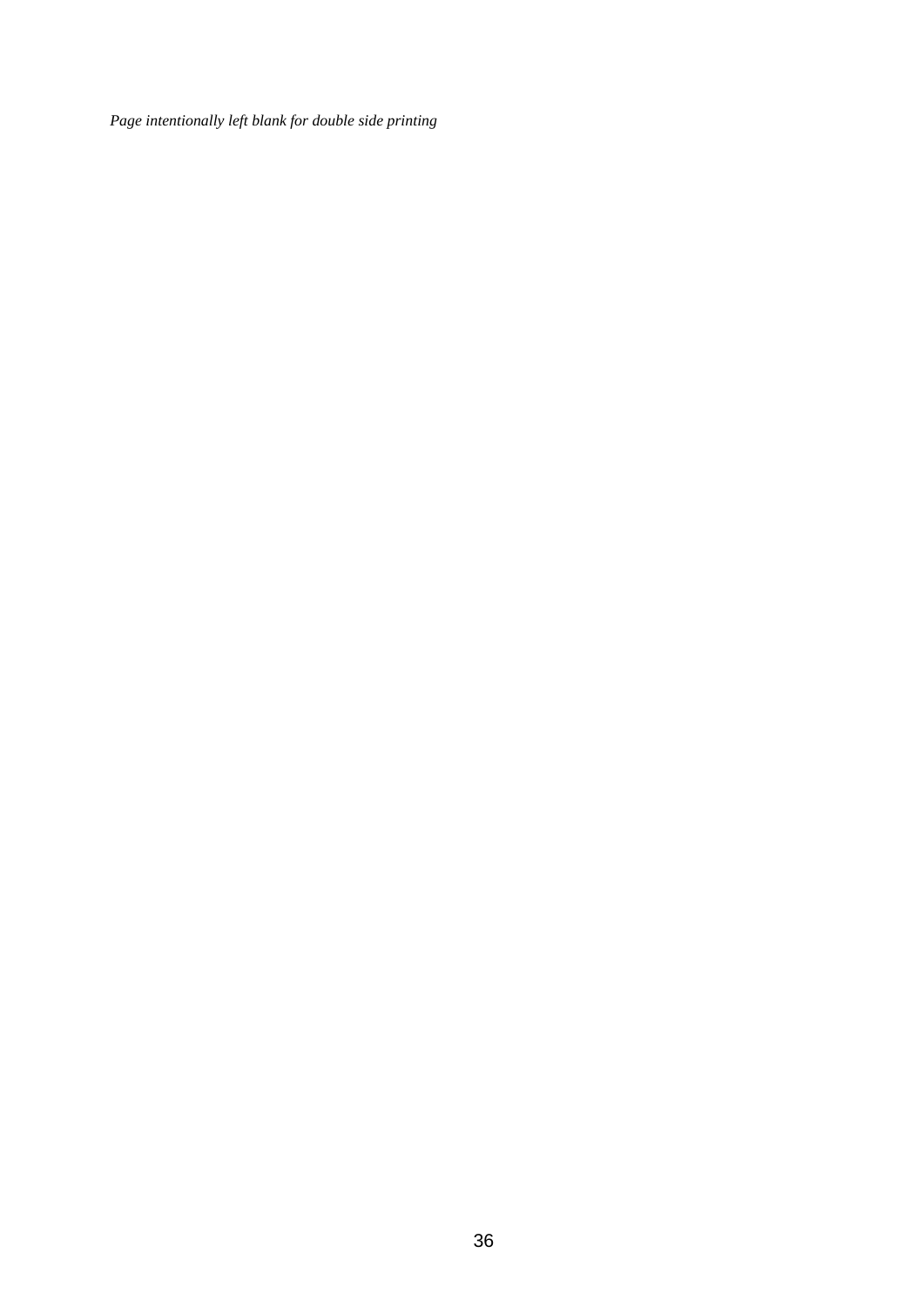*Page intentionally left blank for double side printing*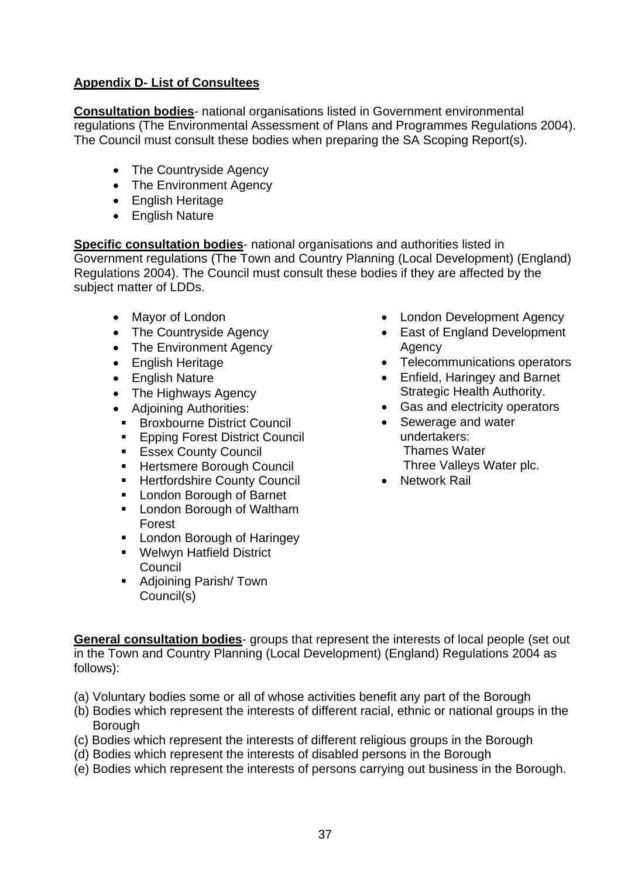**Appendix D- List of Consultees**

**Consultation bodies**- national organisations listed in Government environmental regulations (The Environmental Assessment of Plans and Programmes Regulations 2004). The Council must consult these bodies when preparing the SA Scoping Report(s).

- The Countryside Agency
- The Environment Agency
- English Heritage
- English Nature

**Specific consultation bodies**- national organisations and authorities listed in Government regulations (The Town and Country Planning (Local Development) (England) Regulations 2004). The Council must consult these bodies if they are affected by the subject matter of LDDs.

- Mayor of London
- The Countryside Agency
- The Environment Agency
- English Heritage
- English Nature
- The Highways Agency
- Adjoining Authorities:
  - Broxbourne District Council
  - Epping Forest District Council
  - Essex County Council
  - Hertsmere Borough Council
  - Hertfordshire County Council
  - London Borough of Barnet
  - London Borough of Waltham Forest
  - London Borough of Haringey
  - Welwyn Hatfield District Council
  - Adjoining Parish/ Town Council(s)
- London Development Agency
- East of England Development Agency
- Telecommunications operators
- Enfield, Haringey and Barnet Strategic Health Authority.
- Gas and electricity operators
- Sewerage and water undertakers:
  Thames Water
  Three Valleys Water plc.
- Network Rail

**General consultation bodies**- groups that represent the interests of local people (set out in the Town and Country Planning (Local Development) (England) Regulations 2004 as follows):

(a) Voluntary bodies some or all of whose activities benefit any part of the Borough
(b) Bodies which represent the interests of different racial, ethnic or national groups in the Borough
(c) Bodies which represent the interests of different religious groups in the Borough
(d) Bodies which represent the interests of disabled persons in the Borough
(e) Bodies which represent the interests of persons carrying out business in the Borough.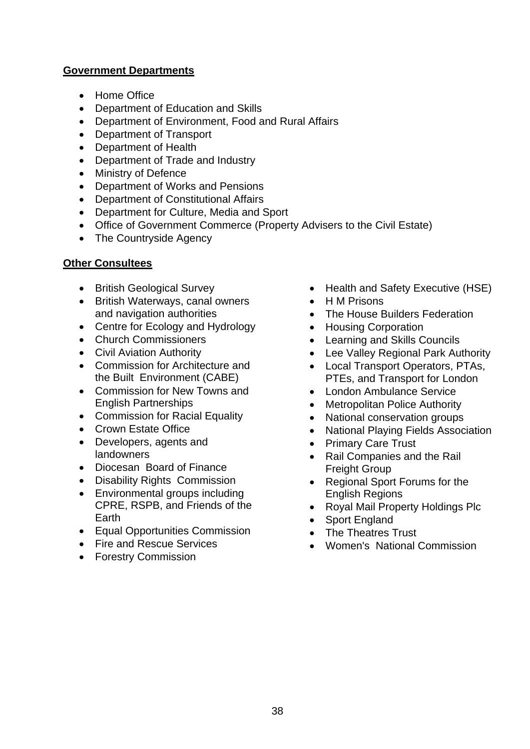**Government Departments**

- Home Office
- Department of Education and Skills
- Department of Environment, Food and Rural Affairs
- Department of Transport
- Department of Health
- Department of Trade and Industry
- Ministry of Defence
- Department of Works and Pensions
- Department of Constitutional Affairs
- Department for Culture, Media and Sport
- Office of Government Commerce (Property Advisers to the Civil Estate)
- The Countryside Agency

**Other Consultees**

- British Geological Survey
- British Waterways, canal owners and navigation authorities
- Centre for Ecology and Hydrology
- Church Commissioners
- Civil Aviation Authority
- Commission for Architecture and the Built Environment (CABE)
- Commission for New Towns and English Partnerships
- Commission for Racial Equality
- Crown Estate Office
- Developers, agents and landowners
- Diocesan Board of Finance
- Disability Rights Commission
- Environmental groups including CPRE, RSPB, and Friends of the Earth
- Equal Opportunities Commission
- Fire and Rescue Services
- Forestry Commission
- Health and Safety Executive (HSE)
- H M Prisons
- The House Builders Federation
- Housing Corporation
- Learning and Skills Councils
- Lee Valley Regional Park Authority
- Local Transport Operators, PTAs, PTEs, and Transport for London
- London Ambulance Service
- Metropolitan Police Authority
- National conservation groups
- National Playing Fields Association
- Primary Care Trust
- Rail Companies and the Rail Freight Group
- Regional Sport Forums for the English Regions
- Royal Mail Property Holdings Plc
- Sport England
- The Theatres Trust
- Women's National Commission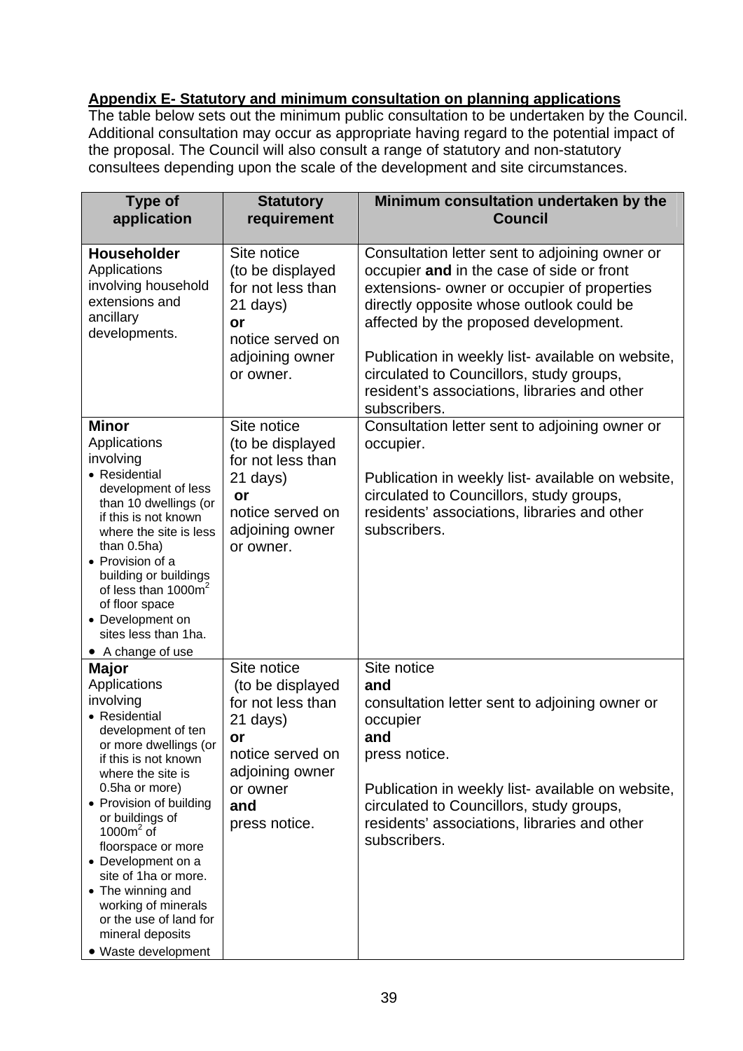**Appendix E- Statutory and minimum consultation on planning applications**

The table below sets out the minimum public consultation to be undertaken by the Council. Additional consultation may occur as appropriate having regard to the potential impact of the proposal. The Council will also consult a range of statutory and non-statutory consultees depending upon the scale of the development and site circumstances.

| Type of application | Statutory requirement | Minimum consultation undertaken by the Council |
|---|---|---|
| **Householder**<br>Applications involving household extensions and ancillary developments. | Site notice (to be displayed for not less than 21 days)<br>**or**<br>notice served on adjoining owner or owner. | Consultation letter sent to adjoining owner or occupier **and** in the case of side or front extensions- owner or occupier of properties directly opposite whose outlook could be affected by the proposed development.<br><br>Publication in weekly list- available on website, circulated to Councillors, study groups, resident's associations, libraries and other subscribers. |
| **Minor**<br>Applications involving<br>• Residential development of less than 10 dwellings (or if this is not known where the site is less than 0.5ha)<br>• Provision of a building or buildings of less than 1000m$^2$ of floor space<br>• Development on sites less than 1ha.<br>• A change of use | Site notice (to be displayed for not less than 21 days)<br>**or**<br>notice served on adjoining owner or owner. | Consultation letter sent to adjoining owner or occupier.<br><br>Publication in weekly list- available on website, circulated to Councillors, study groups, residents' associations, libraries and other subscribers. |
| **Major**<br>Applications involving<br>• Residential development of ten or more dwellings (or if this is not known where the site is 0.5ha or more)<br>• Provision of building or buildings of 1000m$^2$ of floorspace or more<br>• Development on a site of 1ha or more.<br>• The winning and working of minerals or the use of land for mineral deposits<br>• Waste development | Site notice (to be displayed for not less than 21 days)<br>**or**<br>notice served on adjoining owner or owner<br>**and**<br>press notice. | Site notice<br>**and**<br>consultation letter sent to adjoining owner or occupier<br>**and**<br>press notice.<br><br>Publication in weekly list- available on website, circulated to Councillors, study groups, residents' associations, libraries and other subscribers. |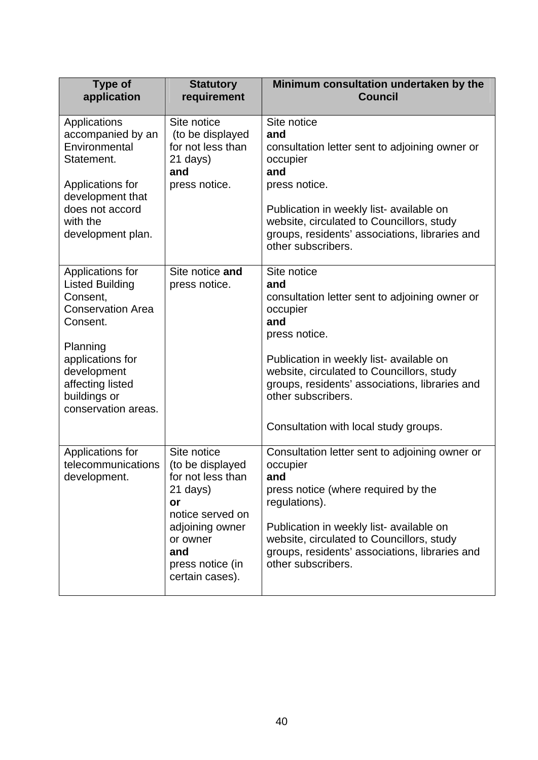| Type of application | Statutory requirement | Minimum consultation undertaken by the Council |
| --- | --- | --- |
| Applications accompanied by an Environmental Statement.<br><br>Applications for development that does not accord with the development plan. | Site notice (to be displayed for not less than 21 days)<br>**and**<br>press notice. | Site notice<br>**and**<br>consultation letter sent to adjoining owner or occupier<br>**and**<br>press notice.<br><br>Publication in weekly list- available on website, circulated to Councillors, study groups, residents' associations, libraries and other subscribers. |
| Applications for Listed Building Consent, Conservation Area Consent.<br><br>Planning applications for development affecting listed buildings or conservation areas. | Site notice **and** press notice. | Site notice<br>**and**<br>consultation letter sent to adjoining owner or occupier<br>**and**<br>press notice.<br><br>Publication in weekly list- available on website, circulated to Councillors, study groups, residents' associations, libraries and other subscribers.<br><br>Consultation with local study groups. |
| Applications for telecommunications development. | Site notice (to be displayed for not less than 21 days)<br>**or**<br>notice served on adjoining owner or owner<br>**and**<br>press notice (in certain cases). | Consultation letter sent to adjoining owner or occupier<br>**and**<br>press notice (where required by the regulations).<br><br>Publication in weekly list- available on website, circulated to Councillors, study groups, residents' associations, libraries and other subscribers. |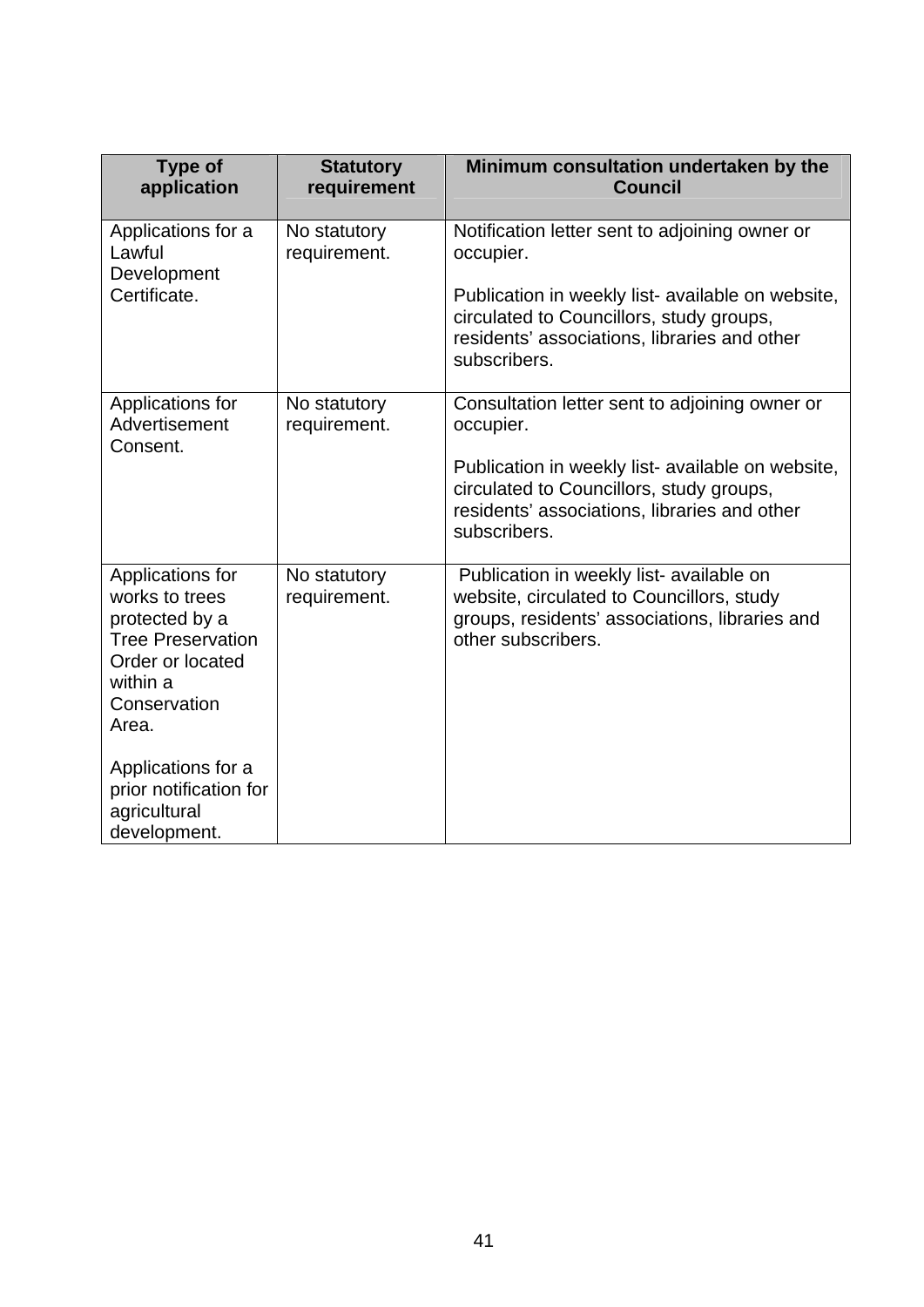| Type of application | Statutory requirement | Minimum consultation undertaken by the Council |
|---|---|---|
| Applications for a Lawful Development Certificate. | No statutory requirement. | Notification letter sent to adjoining owner or occupier.<br><br>Publication in weekly list- available on website, circulated to Councillors, study groups, residents' associations, libraries and other subscribers. |
| Applications for Advertisement Consent. | No statutory requirement. | Consultation letter sent to adjoining owner or occupier.<br><br>Publication in weekly list- available on website, circulated to Councillors, study groups, residents' associations, libraries and other subscribers. |
| Applications for works to trees protected by a Tree Preservation Order or located within a Conservation Area.<br><br>Applications for a prior notification for agricultural development. | No statutory requirement. | Publication in weekly list- available on website, circulated to Councillors, study groups, residents' associations, libraries and other subscribers. |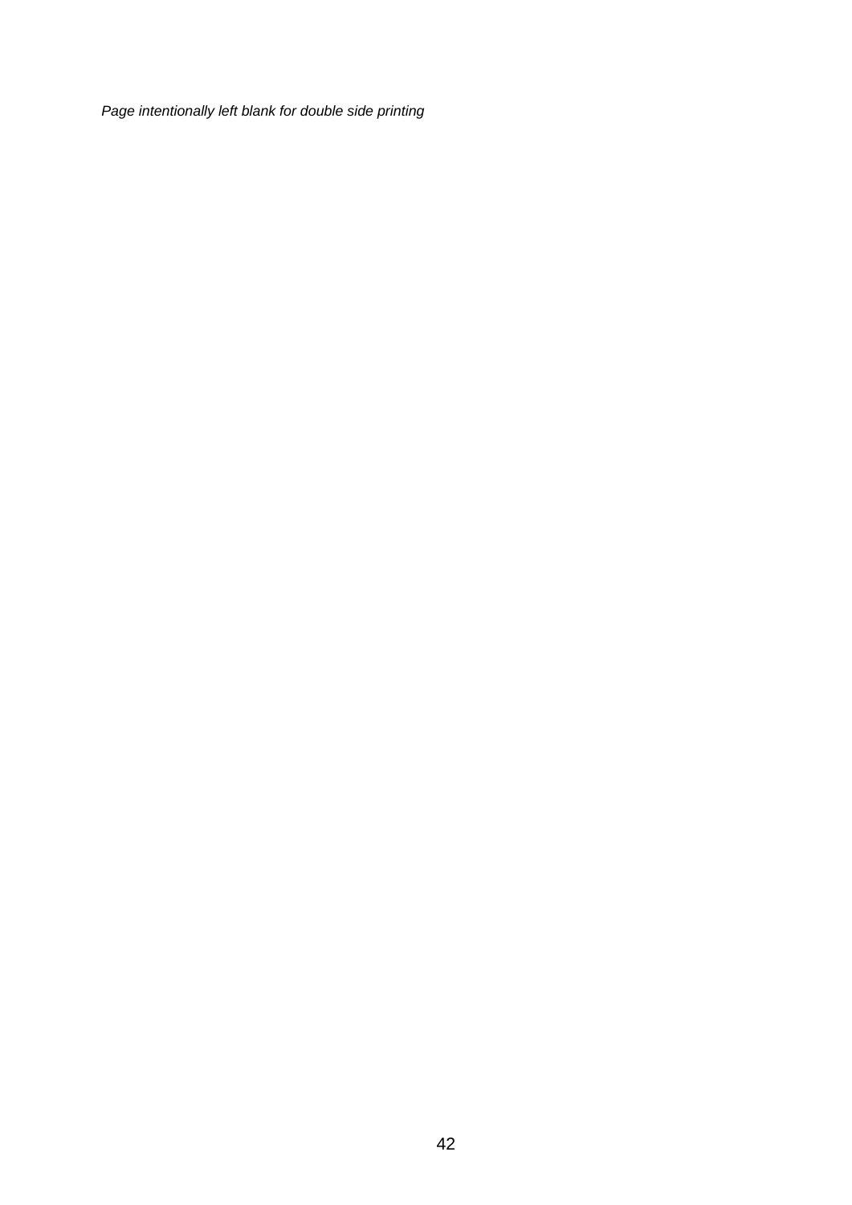*Page intentionally left blank for double side printing*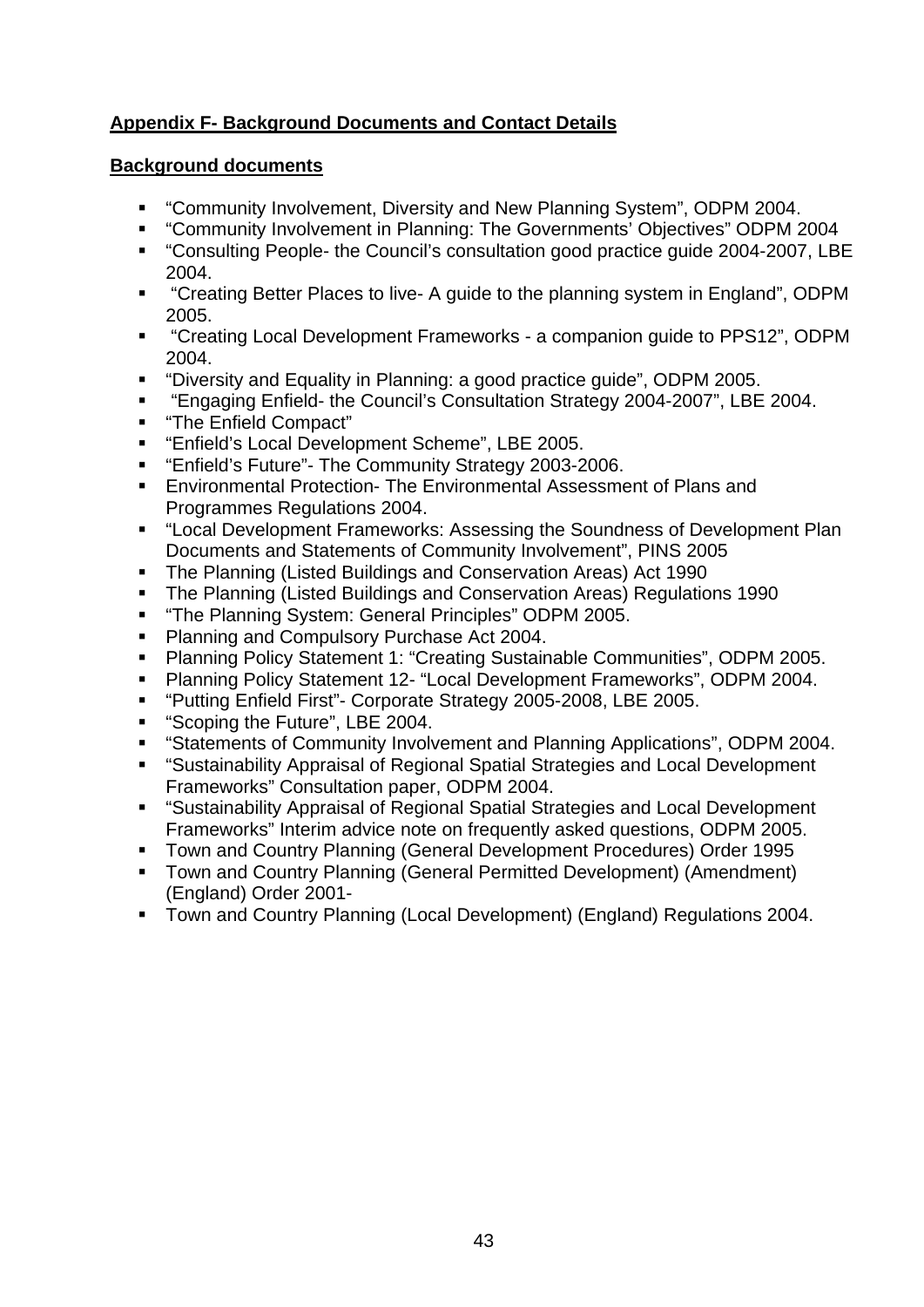**Appendix F- Background Documents and Contact Details**

**Background documents**

- "Community Involvement, Diversity and New Planning System", ODPM 2004.
- "Community Involvement in Planning: The Governments' Objectives" ODPM 2004
- "Consulting People- the Council's consultation good practice guide 2004-2007, LBE 2004.
- "Creating Better Places to live- A guide to the planning system in England", ODPM 2005.
- "Creating Local Development Frameworks - a companion guide to PPS12", ODPM 2004.
- "Diversity and Equality in Planning: a good practice guide", ODPM 2005.
- "Engaging Enfield- the Council's Consultation Strategy 2004-2007", LBE 2004.
- "The Enfield Compact"
- "Enfield's Local Development Scheme", LBE 2005.
- "Enfield's Future"- The Community Strategy 2003-2006.
- Environmental Protection- The Environmental Assessment of Plans and Programmes Regulations 2004.
- "Local Development Frameworks: Assessing the Soundness of Development Plan Documents and Statements of Community Involvement", PINS 2005
- The Planning (Listed Buildings and Conservation Areas) Act 1990
- The Planning (Listed Buildings and Conservation Areas) Regulations 1990
- "The Planning System: General Principles" ODPM 2005.
- Planning and Compulsory Purchase Act 2004.
- Planning Policy Statement 1: "Creating Sustainable Communities", ODPM 2005.
- Planning Policy Statement 12- "Local Development Frameworks", ODPM 2004.
- "Putting Enfield First"- Corporate Strategy 2005-2008, LBE 2005.
- "Scoping the Future", LBE 2004.
- "Statements of Community Involvement and Planning Applications", ODPM 2004.
- "Sustainability Appraisal of Regional Spatial Strategies and Local Development Frameworks" Consultation paper, ODPM 2004.
- "Sustainability Appraisal of Regional Spatial Strategies and Local Development Frameworks" Interim advice note on frequently asked questions, ODPM 2005.
- Town and Country Planning (General Development Procedures) Order 1995
- Town and Country Planning (General Permitted Development) (Amendment) (England) Order 2001-
- Town and Country Planning (Local Development) (England) Regulations 2004.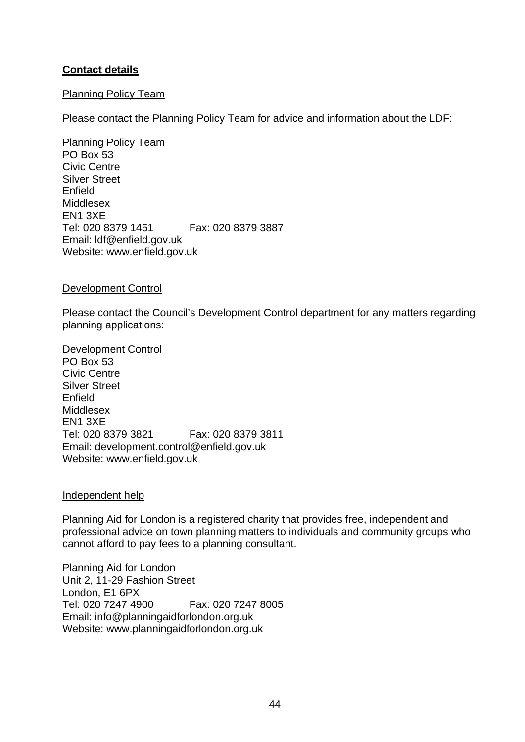## Contact details

### Planning Policy Team

Please contact the Planning Policy Team for advice and information about the LDF:

Planning Policy Team
PO Box 53
Civic Centre
Silver Street
Enfield
Middlesex
EN1 3XE
Tel: 020 8379 1451 Fax: 020 8379 3887
Email: ldf@enfield.gov.uk
Website: www.enfield.gov.uk

### Development Control

Please contact the Council's Development Control department for any matters regarding planning applications:

Development Control
PO Box 53
Civic Centre
Silver Street
Enfield
Middlesex
EN1 3XE
Tel: 020 8379 3821 Fax: 020 8379 3811
Email: development.control@enfield.gov.uk
Website: www.enfield.gov.uk

### Independent help

Planning Aid for London is a registered charity that provides free, independent and professional advice on town planning matters to individuals and community groups who cannot afford to pay fees to a planning consultant.

Planning Aid for London
Unit 2, 11-29 Fashion Street
London, E1 6PX
Tel: 020 7247 4900 Fax: 020 7247 8005
Email: info@planningaidforlondon.org.uk
Website: www.planningaidforlondon.org.uk